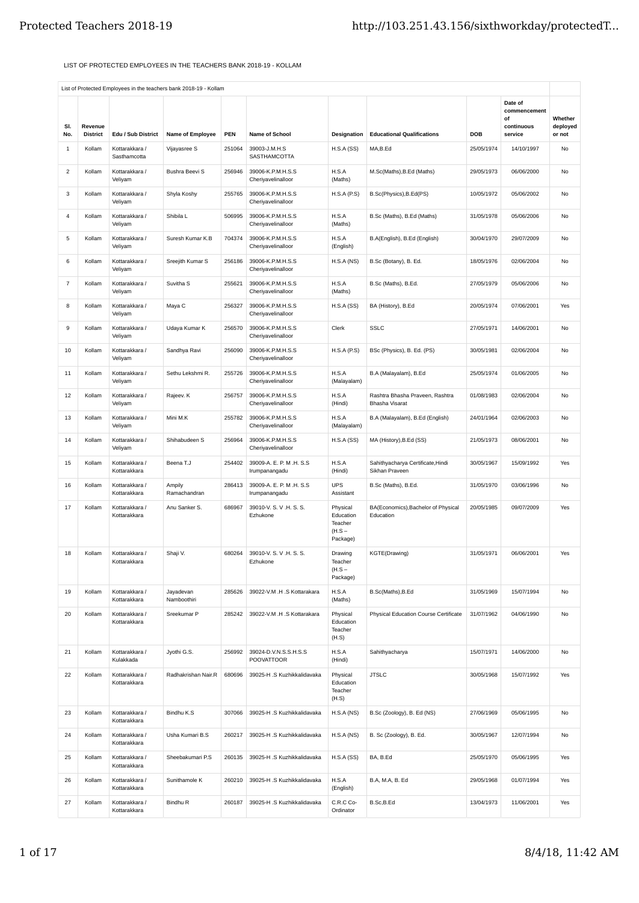LIST OF PROTECTED EMPLOYEES IN THE TEACHERS BANK 2018-19 - KOLLAM

| List of Protected Employees in the teachers bank 2018-19 - Kollam | | | | | | | | | | |
|---|---|---|---|---|---|---|---|---|---|---|
| Sl. No. | Revenue District | Edu / Sub District | Name of Employee | PEN | Name of School | Designation | Educational Qualifications | DOB | Date of commencement of continuous service | Whether deployed or not |
| 1 | Kollam | Kottarakkara / Sasthamcotta | Vijayasree S | 251064 | 39003-J.M.H.S SASTHAMCOTTA | H.S.A (SS) | MA,B.Ed | 25/05/1974 | 14/10/1997 | No |
| 2 | Kollam | Kottarakkara / Veliyam | Bushra Beevi S | 256946 | 39006-K.P.M.H.S.S Cheriyavelinalloor | H.S.A (Maths) | M.Sc(Maths),B.Ed (Maths) | 29/05/1973 | 06/06/2000 | No |
| 3 | Kollam | Kottarakkara / Veliyam | Shyla Koshy | 255765 | 39006-K.P.M.H.S.S Cheriyavelinalloor | H.S.A (P.S) | B.Sc(Physics),B.Ed(PS) | 10/05/1972 | 05/06/2002 | No |
| 4 | Kollam | Kottarakkara / Veliyam | Shibila L | 506995 | 39006-K.P.M.H.S.S Cheriyavelinalloor | H.S.A (Maths) | B.Sc (Maths), B.Ed (Maths) | 31/05/1978 | 05/06/2006 | No |
| 5 | Kollam | Kottarakkara / Veliyam | Suresh Kumar K.B | 704374 | 39006-K.P.M.H.S.S Cheriyavelinalloor | H.S.A (English) | B.A(English), B.Ed (English) | 30/04/1970 | 29/07/2009 | No |
| 6 | Kollam | Kottarakkara / Veliyam | Sreejith Kumar S | 256186 | 39006-K.P.M.H.S.S Cheriyavelinalloor | H.S.A (NS) | B.Sc (Botany), B. Ed. | 18/05/1976 | 02/06/2004 | No |
| 7 | Kollam | Kottarakkara / Veliyam | Suvitha S | 255621 | 39006-K.P.M.H.S.S Cheriyavelinalloor | H.S.A (Maths) | B.Sc (Maths), B.Ed. | 27/05/1979 | 05/06/2006 | No |
| 8 | Kollam | Kottarakkara / Veliyam | Maya C | 256327 | 39006-K.P.M.H.S.S Cheriyavelinalloor | H.S.A (SS) | BA (History), B.Ed | 20/05/1974 | 07/06/2001 | Yes |
| 9 | Kollam | Kottarakkara / Veliyam | Udaya Kumar K | 256570 | 39006-K.P.M.H.S.S Cheriyavelinalloor | Clerk | SSLC | 27/05/1971 | 14/06/2001 | No |
| 10 | Kollam | Kottarakkara / Veliyam | Sandhya Ravi | 256090 | 39006-K.P.M.H.S.S Cheriyavelinalloor | H.S.A (P.S) | BSc (Physics), B. Ed. (PS) | 30/05/1981 | 02/06/2004 | No |
| 11 | Kollam | Kottarakkara / Veliyam | Sethu Lekshmi R. | 255726 | 39006-K.P.M.H.S.S Cheriyavelinalloor | H.S.A (Malayalam) | B.A (Malayalam), B.Ed | 25/05/1974 | 01/06/2005 | No |
| 12 | Kollam | Kottarakkara / Veliyam | Rajeev. K | 256757 | 39006-K.P.M.H.S.S Cheriyavelinalloor | H.S.A (Hindi) | Rashtra Bhasha Praveen, Rashtra Bhasha Visarat | 01/08/1983 | 02/06/2004 | No |
| 13 | Kollam | Kottarakkara / Veliyam | Mini M.K | 255782 | 39006-K.P.M.H.S.S Cheriyavelinalloor | H.S.A (Malayalam) | B.A (Malayalam), B.Ed (English) | 24/01/1964 | 02/06/2003 | No |
| 14 | Kollam | Kottarakkara / Veliyam | Shihabudeen S | 256964 | 39006-K.P.M.H.S.S Cheriyavelinalloor | H.S.A (SS) | MA (History),B.Ed (SS) | 21/05/1973 | 08/06/2001 | No |
| 15 | Kollam | Kottarakkara / Kottarakkara | Beena T.J | 254402 | 39009-A. E. P. M .H. S.S Irumpanangadu | H.S.A (Hindi) | Sahithyacharya Certificate,Hindi Sikhan Praveen | 30/05/1967 | 15/09/1992 | Yes |
| 16 | Kollam | Kottarakkara / Kottarakkara | Ampily Ramachandran | 286413 | 39009-A. E. P. M .H. S.S Irumpanangadu | UPS Assistant | B.Sc (Maths), B.Ed. | 31/05/1970 | 03/06/1996 | No |
| 17 | Kollam | Kottarakkara / Kottarakkara | Anu Sanker S. | 686967 | 39010-V. S. V .H. S. S. Ezhukone | Physical Education Teacher (H.S – Package) | BA(Economics),Bachelor of Physical Education | 20/05/1985 | 09/07/2009 | Yes |
| 18 | Kollam | Kottarakkara / Kottarakkara | Shaji V. | 680264 | 39010-V. S. V .H. S. S. Ezhukone | Drawing Teacher (H.S – Package) | KGTE(Drawing) | 31/05/1971 | 06/06/2001 | Yes |
| 19 | Kollam | Kottarakkara / Kottarakkara | Jayadevan Namboothiri | 285626 | 39022-V.M .H .S Kottarakara | H.S.A (Maths) | B.Sc(Maths),B.Ed | 31/05/1969 | 15/07/1994 | No |
| 20 | Kollam | Kottarakkara / Kottarakkara | Sreekumar P | 285242 | 39022-V.M .H .S Kottarakara | Physical Education Teacher (H.S) | Physical Education Course Certificate | 31/07/1962 | 04/06/1990 | No |
| 21 | Kollam | Kottarakkara / Kulakkada | Jyothi G.S. | 256992 | 39024-D.V.N.S.S.H.S.S POOVATTOOR | H.S.A (Hindi) | Sahithyacharya | 15/07/1971 | 14/06/2000 | No |
| 22 | Kollam | Kottarakkara / Kottarakkara | Radhakrishan Nair.R | 680696 | 39025-H .S Kuzhikkalidavaka | Physical Education Teacher (H.S) | JTSLC | 30/05/1968 | 15/07/1992 | Yes |
| 23 | Kollam | Kottarakkara / Kottarakkara | Bindhu K.S | 307066 | 39025-H .S Kuzhikkalidavaka | H.S.A (NS) | B.Sc (Zoology), B. Ed (NS) | 27/06/1969 | 05/06/1995 | No |
| 24 | Kollam | Kottarakkara / Kottarakkara | Usha Kumari B.S | 260217 | 39025-H .S Kuzhikkalidavaka | H.S.A (NS) | B. Sc (Zoology), B. Ed. | 30/05/1967 | 12/07/1994 | No |
| 25 | Kollam | Kottarakkara / Kottarakkara | Sheebakumari P.S | 260135 | 39025-H .S Kuzhikkalidavaka | H.S.A (SS) | BA, B.Ed | 25/05/1970 | 05/06/1995 | Yes |
| 26 | Kollam | Kottarakkara / Kottarakkara | Sunithamole K | 260210 | 39025-H .S Kuzhikkalidavaka | H.S.A (English) | B.A, M.A, B. Ed | 29/05/1968 | 01/07/1994 | Yes |
| 27 | Kollam | Kottarakkara / Kottarakkara | Bindhu R | 260187 | 39025-H .S Kuzhikkalidavaka | C.R.C Co-Ordinator | B.Sc,B.Ed | 13/04/1973 | 11/06/2001 | Yes |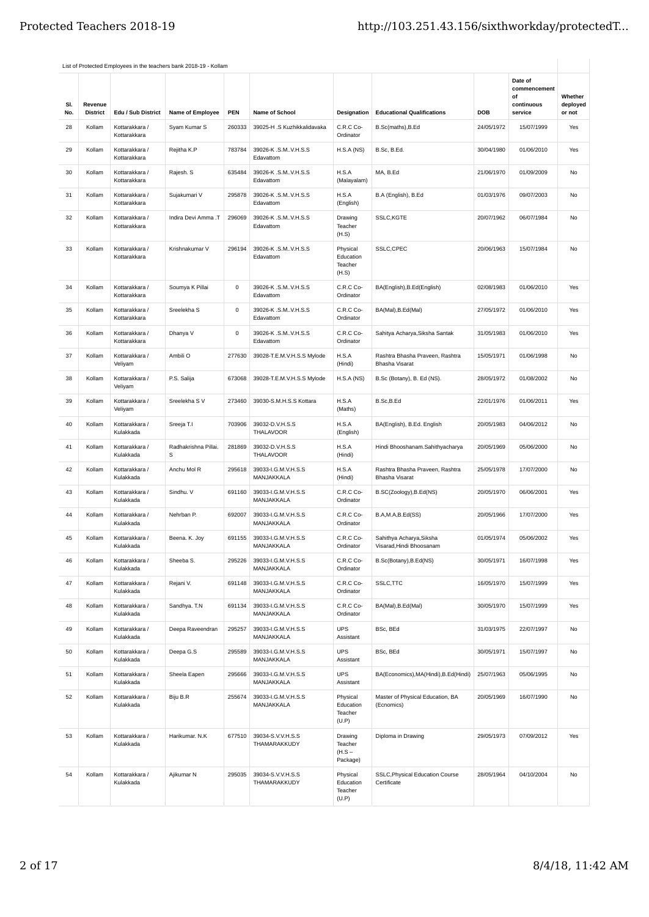List of Protected Employees in the teachers bank 2018-19 - Kollam

| Sl. No. | Revenue District | Edu / Sub District | Name of Employee | PEN | Name of School | Designation | Educational Qualifications | DOB | Date of commencement of continuous service | Whether deployed or not |
|---|---|---|---|---|---|---|---|---|---|---|
| 28 | Kollam | Kottarakkara / Kottarakkara | Syam Kumar S | 260333 | 39025-H .S Kuzhikkalidavaka | C.R.C Co-Ordinator | B.Sc(maths),B.Ed | 24/05/1972 | 15/07/1999 | Yes |
| 29 | Kollam | Kottarakkara / Kottarakkara | Rejitha K.P | 783784 | 39026-K .S.M..V.H.S.S Edavattom | H.S.A (NS) | B.Sc, B.Ed. | 30/04/1980 | 01/06/2010 | Yes |
| 30 | Kollam | Kottarakkara / Kottarakkara | Rajesh. S | 635484 | 39026-K .S.M..V.H.S.S Edavattom | H.S.A (Malayalam) | MA, B.Ed | 21/06/1970 | 01/09/2009 | No |
| 31 | Kollam | Kottarakkara / Kottarakkara | Sujakumari V | 295878 | 39026-K .S.M..V.H.S.S Edavattom | H.S.A (English) | B.A (English), B.Ed | 01/03/1976 | 09/07/2003 | No |
| 32 | Kollam | Kottarakkara / Kottarakkara | Indira Devi Amma .T | 296069 | 39026-K .S.M..V.H.S.S Edavattom | Drawing Teacher (H.S) | SSLC,KGTE | 20/07/1962 | 06/07/1984 | No |
| 33 | Kollam | Kottarakkara / Kottarakkara | Krishnakumar V | 296194 | 39026-K .S.M..V.H.S.S Edavattom | Physical Education Teacher (H.S) | SSLC,CPEC | 20/06/1963 | 15/07/1984 | No |
| 34 | Kollam | Kottarakkara / Kottarakkara | Soumya K Pillai | 0 | 39026-K .S.M..V.H.S.S Edavattom | C.R.C Co-Ordinator | BA(English),B.Ed(English) | 02/08/1983 | 01/06/2010 | Yes |
| 35 | Kollam | Kottarakkara / Kottarakkara | Sreelekha S | 0 | 39026-K .S.M..V.H.S.S Edavattom | C.R.C Co-Ordinator | BA(Mal),B.Ed(Mal) | 27/05/1972 | 01/06/2010 | Yes |
| 36 | Kollam | Kottarakkara / Kottarakkara | Dhanya V | 0 | 39026-K .S.M..V.H.S.S Edavattom | C.R.C Co-Ordinator | Sahitya Acharya,Siksha Santak | 31/05/1983 | 01/06/2010 | Yes |
| 37 | Kollam | Kottarakkara / Veliyam | Ambili O | 277630 | 39028-T.E.M.V.H.S.S Mylode | H.S.A (Hindi) | Rashtra Bhasha Praveen, Rashtra Bhasha Visarat | 15/05/1971 | 01/06/1998 | No |
| 38 | Kollam | Kottarakkara / Veliyam | P.S. Salija | 673068 | 39028-T.E.M.V.H.S.S Mylode | H.S.A (NS) | B.Sc (Botany), B. Ed (NS). | 28/05/1972 | 01/08/2002 | No |
| 39 | Kollam | Kottarakkara / Veliyam | Sreelekha S V | 273460 | 39030-S.M.H.S.S Kottara | H.S.A (Maths) | B.Sc,B.Ed | 22/01/1976 | 01/06/2011 | Yes |
| 40 | Kollam | Kottarakkara / Kulakkada | Sreeja T.I | 703906 | 39032-D.V.H.S.S THALAVOOR | H.S.A (English) | BA(English), B.Ed. English | 20/05/1983 | 04/06/2012 | No |
| 41 | Kollam | Kottarakkara / Kulakkada | Radhakrishna Pillai. S | 281869 | 39032-D.V.H.S.S THALAVOOR | H.S.A (Hindi) | Hindi Bhooshanam.Sahithyacharya | 20/05/1969 | 05/06/2000 | No |
| 42 | Kollam | Kottarakkara / Kulakkada | Anchu Mol R | 295618 | 39033-I.G.M.V.H.S.S MANJAKKALA | H.S.A (Hindi) | Rashtra Bhasha Praveen, Rashtra Bhasha Visarat | 25/05/1978 | 17/07/2000 | No |
| 43 | Kollam | Kottarakkara / Kulakkada | Sindhu. V | 691160 | 39033-I.G.M.V.H.S.S MANJAKKALA | C.R.C Co-Ordinator | B.SC(Zoology),B.Ed(NS) | 20/05/1970 | 06/06/2001 | Yes |
| 44 | Kollam | Kottarakkara / Kulakkada | Nehrban P. | 692007 | 39033-I.G.M.V.H.S.S MANJAKKALA | C.R.C Co-Ordinator | B.A,M.A,B.Ed(SS) | 20/05/1966 | 17/07/2000 | Yes |
| 45 | Kollam | Kottarakkara / Kulakkada | Beena. K. Joy | 691155 | 39033-I.G.M.V.H.S.S MANJAKKALA | C.R.C Co-Ordinator | Sahithya Acharya,Siksha Visarad,Hindi Bhoosanam | 01/05/1974 | 05/06/2002 | Yes |
| 46 | Kollam | Kottarakkara / Kulakkada | Sheeba S. | 295226 | 39033-I.G.M.V.H.S.S MANJAKKALA | C.R.C Co-Ordinator | B.Sc(Botany),B.Ed(NS) | 30/05/1971 | 16/07/1998 | Yes |
| 47 | Kollam | Kottarakkara / Kulakkada | Rejani V. | 691148 | 39033-I.G.M.V.H.S.S MANJAKKALA | C.R.C Co-Ordinator | SSLC,TTC | 16/05/1970 | 15/07/1999 | Yes |
| 48 | Kollam | Kottarakkara / Kulakkada | Sandhya. T.N | 691134 | 39033-I.G.M.V.H.S.S MANJAKKALA | C.R.C Co-Ordinator | BA(Mal),B.Ed(Mal) | 30/05/1970 | 15/07/1999 | Yes |
| 49 | Kollam | Kottarakkara / Kulakkada | Deepa Raveendran | 295257 | 39033-I.G.M.V.H.S.S MANJAKKALA | UPS Assistant | BSc, BEd | 31/03/1975 | 22/07/1997 | No |
| 50 | Kollam | Kottarakkara / Kulakkada | Deepa G.S | 295589 | 39033-I.G.M.V.H.S.S MANJAKKALA | UPS Assistant | BSc, BEd | 30/05/1971 | 15/07/1997 | No |
| 51 | Kollam | Kottarakkara / Kulakkada | Sheela Eapen | 295666 | 39033-I.G.M.V.H.S.S MANJAKKALA | UPS Assistant | BA(Economics),MA(Hindi),B.Ed(Hindi) | 25/07/1963 | 05/06/1995 | No |
| 52 | Kollam | Kottarakkara / Kulakkada | Biju B.R | 255674 | 39033-I.G.M.V.H.S.S MANJAKKALA | Physical Education Teacher (U.P) | Master of Physical Education, BA (Ecnomics) | 20/05/1969 | 16/07/1990 | No |
| 53 | Kollam | Kottarakkara / Kulakkada | Harikumar. N.K | 677510 | 39034-S.V.V.H.S.S THAMARAKKUDY | Drawing Teacher (H.S – Package) | Diploma in Drawing | 29/05/1973 | 07/09/2012 | Yes |
| 54 | Kollam | Kottarakkara / Kulakkada | Ajikumar N | 295035 | 39034-S.V.V.H.S.S THAMARAKKUDY | Physical Education Teacher (U.P) | SSLC,Physical Education Course Certificate | 28/05/1964 | 04/10/2004 | No |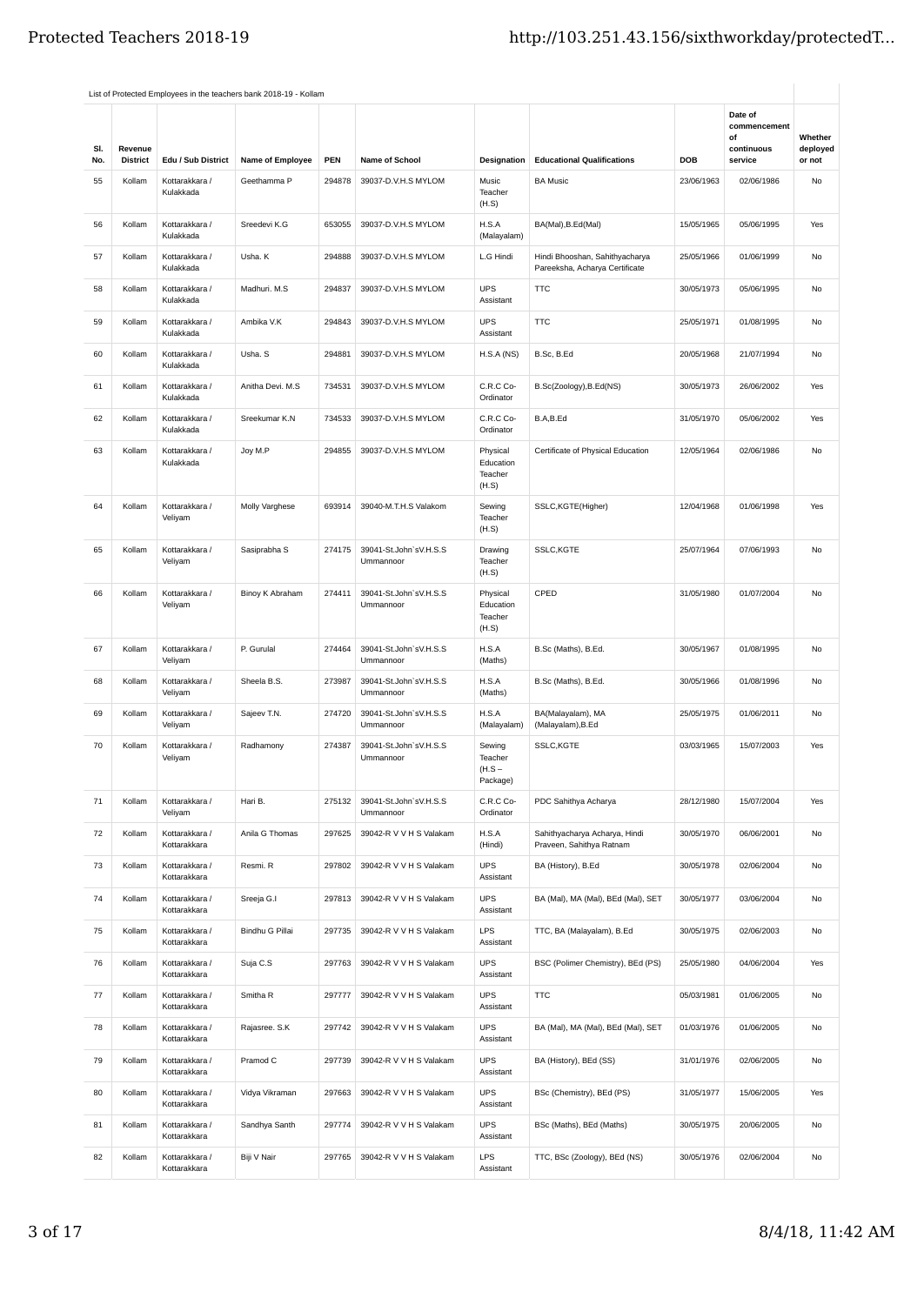List of Protected Employees in the teachers bank 2018-19 - Kollam

| Sl. No. | Revenue District | Edu / Sub District | Name of Employee | PEN | Name of School | Designation | Educational Qualifications | DOB | Date of commencement of continuous service | Whether deployed or not |
|---|---|---|---|---|---|---|---|---|---|---|
| 55 | Kollam | Kottarakkara / Kulakkada | Geethamma P | 294878 | 39037-D.V.H.S MYLOM | Music Teacher (H.S) | BA Music | 23/06/1963 | 02/06/1986 | No |
| 56 | Kollam | Kottarakkara / Kulakkada | Sreedevi K.G | 653055 | 39037-D.V.H.S MYLOM | H.S.A (Malayalam) | BA(Mal),B.Ed(Mal) | 15/05/1965 | 05/06/1995 | Yes |
| 57 | Kollam | Kottarakkara / Kulakkada | Usha. K | 294888 | 39037-D.V.H.S MYLOM | L.G Hindi | Hindi Bhooshan, Sahithyacharya Pareeksha, Acharya Certificate | 25/05/1966 | 01/06/1999 | No |
| 58 | Kollam | Kottarakkara / Kulakkada | Madhuri. M.S | 294837 | 39037-D.V.H.S MYLOM | UPS Assistant | TTC | 30/05/1973 | 05/06/1995 | No |
| 59 | Kollam | Kottarakkara / Kulakkada | Ambika V.K | 294843 | 39037-D.V.H.S MYLOM | UPS Assistant | TTC | 25/05/1971 | 01/08/1995 | No |
| 60 | Kollam | Kottarakkara / Kulakkada | Usha. S | 294881 | 39037-D.V.H.S MYLOM | H.S.A (NS) | B.Sc, B.Ed | 20/05/1968 | 21/07/1994 | No |
| 61 | Kollam | Kottarakkara / Kulakkada | Anitha Devi. M.S | 734531 | 39037-D.V.H.S MYLOM | C.R.C Co-Ordinator | B.Sc(Zoology),B.Ed(NS) | 30/05/1973 | 26/06/2002 | Yes |
| 62 | Kollam | Kottarakkara / Kulakkada | Sreekumar K.N | 734533 | 39037-D.V.H.S MYLOM | C.R.C Co-Ordinator | B.A,B.Ed | 31/05/1970 | 05/06/2002 | Yes |
| 63 | Kollam | Kottarakkara / Kulakkada | Joy M.P | 294855 | 39037-D.V.H.S MYLOM | Physical Education Teacher (H.S) | Certificate of Physical Education | 12/05/1964 | 02/06/1986 | No |
| 64 | Kollam | Kottarakkara / Veliyam | Molly Varghese | 693914 | 39040-M.T.H.S Valakom | Sewing Teacher (H.S) | SSLC,KGTE(Higher) | 12/04/1968 | 01/06/1998 | Yes |
| 65 | Kollam | Kottarakkara / Veliyam | Sasiprabha S | 274175 | 39041-St.John`sV.H.S.S Ummannoor | Drawing Teacher (H.S) | SSLC,KGTE | 25/07/1964 | 07/06/1993 | No |
| 66 | Kollam | Kottarakkara / Veliyam | Binoy K Abraham | 274411 | 39041-St.John`sV.H.S.S Ummannoor | Physical Education Teacher (H.S) | CPED | 31/05/1980 | 01/07/2004 | No |
| 67 | Kollam | Kottarakkara / Veliyam | P. Gurulal | 274464 | 39041-St.John`sV.H.S.S Ummannoor | H.S.A (Maths) | B.Sc (Maths), B.Ed. | 30/05/1967 | 01/08/1995 | No |
| 68 | Kollam | Kottarakkara / Veliyam | Sheela B.S. | 273987 | 39041-St.John`sV.H.S.S Ummannoor | H.S.A (Maths) | B.Sc (Maths), B.Ed. | 30/05/1966 | 01/08/1996 | No |
| 69 | Kollam | Kottarakkara / Veliyam | Sajeev T.N. | 274720 | 39041-St.John`sV.H.S.S Ummannoor | H.S.A (Malayalam) | BA(Malayalam), MA (Malayalam),B.Ed | 25/05/1975 | 01/06/2011 | No |
| 70 | Kollam | Kottarakkara / Veliyam | Radhamony | 274387 | 39041-St.John`sV.H.S.S Ummannoor | Sewing Teacher (H.S – Package) | SSLC,KGTE | 03/03/1965 | 15/07/2003 | Yes |
| 71 | Kollam | Kottarakkara / Veliyam | Hari B. | 275132 | 39041-St.John`sV.H.S.S Ummannoor | C.R.C Co-Ordinator | PDC Sahithya Acharya | 28/12/1980 | 15/07/2004 | Yes |
| 72 | Kollam | Kottarakkara / Kottarakkara | Anila G Thomas | 297625 | 39042-R V V H S Valakam | H.S.A (Hindi) | Sahithyacharya Acharya, Hindi Praveen, Sahithya Ratnam | 30/05/1970 | 06/06/2001 | No |
| 73 | Kollam | Kottarakkara / Kottarakkara | Resmi. R | 297802 | 39042-R V V H S Valakam | UPS Assistant | BA (History), B.Ed | 30/05/1978 | 02/06/2004 | No |
| 74 | Kollam | Kottarakkara / Kottarakkara | Sreeja G.I | 297813 | 39042-R V V H S Valakam | UPS Assistant | BA (Mal), MA (Mal), BEd (Mal), SET | 30/05/1977 | 03/06/2004 | No |
| 75 | Kollam | Kottarakkara / Kottarakkara | Bindhu G Pillai | 297735 | 39042-R V V H S Valakam | LPS Assistant | TTC, BA (Malayalam), B.Ed | 30/05/1975 | 02/06/2003 | No |
| 76 | Kollam | Kottarakkara / Kottarakkara | Suja C.S | 297763 | 39042-R V V H S Valakam | UPS Assistant | BSC (Polimer Chemistry), BEd (PS) | 25/05/1980 | 04/06/2004 | Yes |
| 77 | Kollam | Kottarakkara / Kottarakkara | Smitha R | 297777 | 39042-R V V H S Valakam | UPS Assistant | TTC | 05/03/1981 | 01/06/2005 | No |
| 78 | Kollam | Kottarakkara / Kottarakkara | Rajasree. S.K | 297742 | 39042-R V V H S Valakam | UPS Assistant | BA (Mal), MA (Mal), BEd (Mal), SET | 01/03/1976 | 01/06/2005 | No |
| 79 | Kollam | Kottarakkara / Kottarakkara | Pramod C | 297739 | 39042-R V V H S Valakam | UPS Assistant | BA (History), BEd (SS) | 31/01/1976 | 02/06/2005 | No |
| 80 | Kollam | Kottarakkara / Kottarakkara | Vidya Vikraman | 297663 | 39042-R V V H S Valakam | UPS Assistant | BSc (Chemistry), BEd (PS) | 31/05/1977 | 15/06/2005 | Yes |
| 81 | Kollam | Kottarakkara / Kottarakkara | Sandhya Santh | 297774 | 39042-R V V H S Valakam | UPS Assistant | BSc (Maths), BEd (Maths) | 30/05/1975 | 20/06/2005 | No |
| 82 | Kollam | Kottarakkara / Kottarakkara | Biji V Nair | 297765 | 39042-R V V H S Valakam | LPS Assistant | TTC, BSc (Zoology), BEd (NS) | 30/05/1976 | 02/06/2004 | No |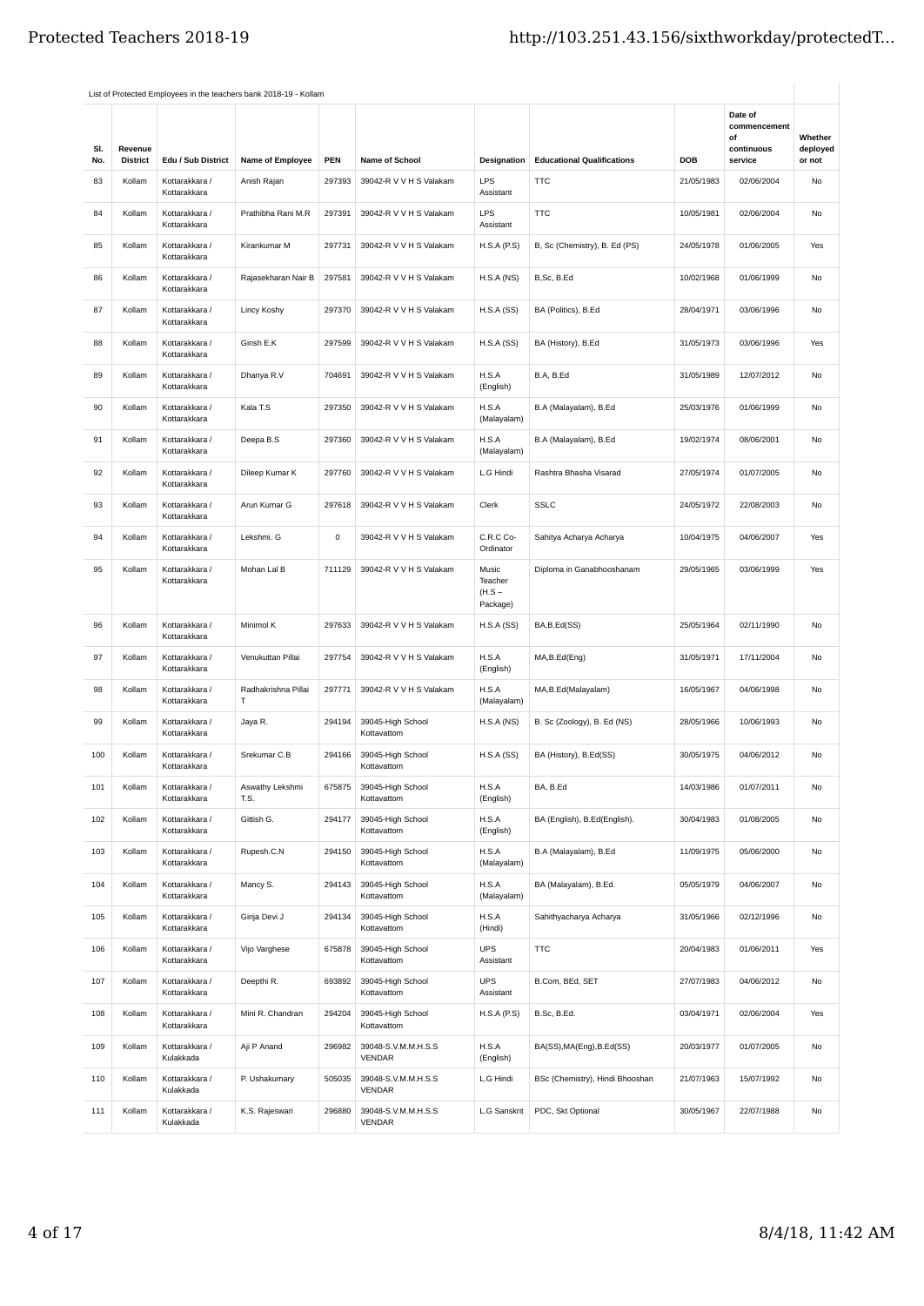List of Protected Employees in the teachers bank 2018-19 - Kollam

| Sl. No. | Revenue District | Edu / Sub District | Name of Employee | PEN | Name of School | Designation | Educational Qualifications | DOB | Date of commencement of continuous service | Whether deployed or not |
|---|---|---|---|---|---|---|---|---|---|---|
| 83 | Kollam | Kottarakkara / Kottarakkara | Anish Rajan | 297393 | 39042-R V V H S Valakam | LPS Assistant | TTC | 21/05/1983 | 02/06/2004 | No |
| 84 | Kollam | Kottarakkara / Kottarakkara | Prathibha Rani M.R | 297391 | 39042-R V V H S Valakam | LPS Assistant | TTC | 10/05/1981 | 02/06/2004 | No |
| 85 | Kollam | Kottarakkara / Kottarakkara | Kirankumar M | 297731 | 39042-R V V H S Valakam | H.S.A (P.S) | B, Sc (Chemistry), B. Ed (PS) | 24/05/1978 | 01/06/2005 | Yes |
| 86 | Kollam | Kottarakkara / Kottarakkara | Rajasekharan Nair B | 297581 | 39042-R V V H S Valakam | H.S.A (NS) | B,Sc, B.Ed | 10/02/1968 | 01/06/1999 | No |
| 87 | Kollam | Kottarakkara / Kottarakkara | Lincy Koshy | 297370 | 39042-R V V H S Valakam | H.S.A (SS) | BA (Politics), B.Ed | 28/04/1971 | 03/06/1996 | No |
| 88 | Kollam | Kottarakkara / Kottarakkara | Girish E.K | 297599 | 39042-R V V H S Valakam | H.S.A (SS) | BA (History), B.Ed | 31/05/1973 | 03/06/1996 | Yes |
| 89 | Kollam | Kottarakkara / Kottarakkara | Dhanya R.V | 704691 | 39042-R V V H S Valakam | H.S.A (English) | B.A, B.Ed | 31/05/1989 | 12/07/2012 | No |
| 90 | Kollam | Kottarakkara / Kottarakkara | Kala T.S | 297350 | 39042-R V V H S Valakam | H.S.A (Malayalam) | B.A (Malayalam), B.Ed | 25/03/1976 | 01/06/1999 | No |
| 91 | Kollam | Kottarakkara / Kottarakkara | Deepa B.S | 297360 | 39042-R V V H S Valakam | H.S.A (Malayalam) | B.A (Malayalam), B.Ed | 19/02/1974 | 08/06/2001 | No |
| 92 | Kollam | Kottarakkara / Kottarakkara | Dileep Kumar K | 297760 | 39042-R V V H S Valakam | L.G Hindi | Rashtra Bhasha Visarad | 27/05/1974 | 01/07/2005 | No |
| 93 | Kollam | Kottarakkara / Kottarakkara | Arun Kumar G | 297618 | 39042-R V V H S Valakam | Clerk | SSLC | 24/05/1972 | 22/08/2003 | No |
| 94 | Kollam | Kottarakkara / Kottarakkara | Lekshmi. G | 0 | 39042-R V V H S Valakam | C.R.C Co-Ordinator | Sahitya Acharya Acharya | 10/04/1975 | 04/06/2007 | Yes |
| 95 | Kollam | Kottarakkara / Kottarakkara | Mohan Lal B | 711129 | 39042-R V V H S Valakam | Music Teacher (H.S – Package) | Diploma in Ganabhooshanam | 29/05/1965 | 03/06/1999 | Yes |
| 96 | Kollam | Kottarakkara / Kottarakkara | Minimol K | 297633 | 39042-R V V H S Valakam | H.S.A (SS) | BA,B.Ed(SS) | 25/05/1964 | 02/11/1990 | No |
| 97 | Kollam | Kottarakkara / Kottarakkara | Venukuttan Pillai | 297754 | 39042-R V V H S Valakam | H.S.A (English) | MA,B.Ed(Eng) | 31/05/1971 | 17/11/2004 | No |
| 98 | Kollam | Kottarakkara / Kottarakkara | Radhakrishna Pillai T | 297771 | 39042-R V V H S Valakam | H.S.A (Malayalam) | MA,B.Ed(Malayalam) | 16/05/1967 | 04/06/1998 | No |
| 99 | Kollam | Kottarakkara / Kottarakkara | Jaya R. | 294194 | 39045-High School Kottavattom | H.S.A (NS) | B. Sc (Zoology), B. Ed (NS) | 28/05/1966 | 10/06/1993 | No |
| 100 | Kollam | Kottarakkara / Kottarakkara | Srekumar C.B | 294166 | 39045-High School Kottavattom | H.S.A (SS) | BA (History), B.Ed(SS) | 30/05/1975 | 04/06/2012 | No |
| 101 | Kollam | Kottarakkara / Kottarakkara | Aswathy Lekshmi T.S. | 675875 | 39045-High School Kottavattom | H.S.A (English) | BA, B.Ed | 14/03/1986 | 01/07/2011 | No |
| 102 | Kollam | Kottarakkara / Kottarakkara | Gittish G. | 294177 | 39045-High School Kottavattom | H.S.A (English) | BA (English), B.Ed(English). | 30/04/1983 | 01/08/2005 | No |
| 103 | Kollam | Kottarakkara / Kottarakkara | Rupesh.C.N | 294150 | 39045-High School Kottavattom | H.S.A (Malayalam) | B.A (Malayalam), B.Ed | 11/09/1975 | 05/06/2000 | No |
| 104 | Kollam | Kottarakkara / Kottarakkara | Mancy S. | 294143 | 39045-High School Kottavattom | H.S.A (Malayalam) | BA (Malayalam), B.Ed. | 05/05/1979 | 04/06/2007 | No |
| 105 | Kollam | Kottarakkara / Kottarakkara | Girija Devi J | 294134 | 39045-High School Kottavattom | H.S.A (Hindi) | Sahithyacharya Acharya | 31/05/1966 | 02/12/1996 | No |
| 106 | Kollam | Kottarakkara / Kottarakkara | Vijo Varghese | 675878 | 39045-High School Kottavattom | UPS Assistant | TTC | 20/04/1983 | 01/06/2011 | Yes |
| 107 | Kollam | Kottarakkara / Kottarakkara | Deepthi R. | 693892 | 39045-High School Kottavattom | UPS Assistant | B.Com, BEd, SET | 27/07/1983 | 04/06/2012 | No |
| 108 | Kollam | Kottarakkara / Kottarakkara | Mini R. Chandran | 294204 | 39045-High School Kottavattom | H.S.A (P.S) | B.Sc, B.Ed. | 03/04/1971 | 02/06/2004 | Yes |
| 109 | Kollam | Kottarakkara / Kulakkada | Aji P Anand | 296982 | 39048-S.V.M.M.H.S.S VENDAR | H.S.A (English) | BA(SS),MA(Eng),B.Ed(SS) | 20/03/1977 | 01/07/2005 | No |
| 110 | Kollam | Kottarakkara / Kulakkada | P. Ushakumary | 505035 | 39048-S.V.M.M.H.S.S VENDAR | L.G Hindi | BSc (Chemistry), Hindi Bhooshan | 21/07/1963 | 15/07/1992 | No |
| 111 | Kollam | Kottarakkara / Kulakkada | K.S. Rajeswari | 296880 | 39048-S.V.M.M.H.S.S VENDAR | L.G Sanskrit | PDC, Skt Optional | 30/05/1967 | 22/07/1988 | No |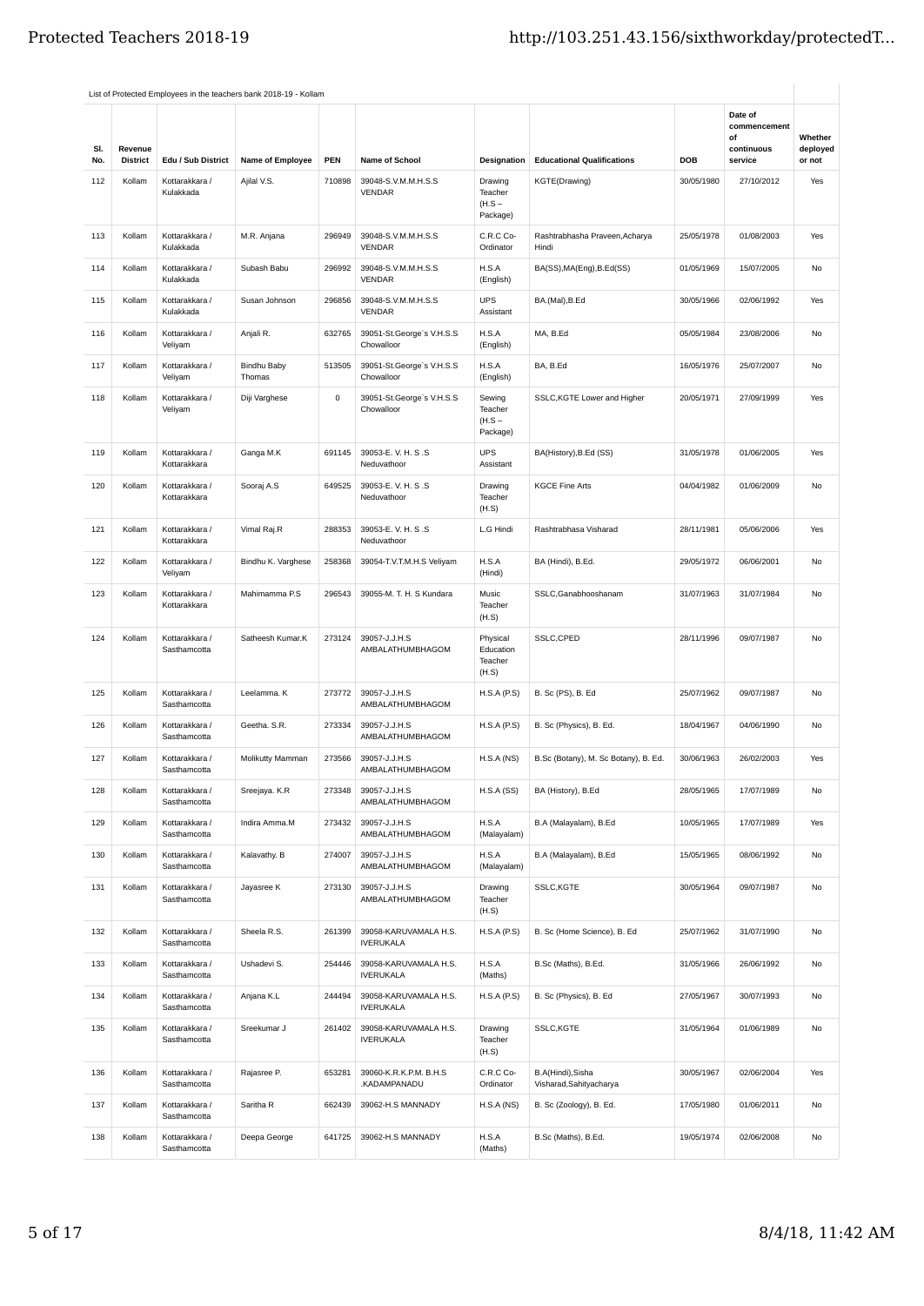List of Protected Employees in the teachers bank 2018-19 - Kollam

| Sl. No. | Revenue District | Edu / Sub District | Name of Employee | PEN | Name of School | Designation | Educational Qualifications | DOB | Date of commencement of continuous service | Whether deployed or not |
|---|---|---|---|---|---|---|---|---|---|---|
| 112 | Kollam | Kottarakkara / Kulakkada | Ajilal V.S. | 710898 | 39048-S.V.M.M.H.S.S VENDAR | Drawing Teacher (H.S – Package) | KGTE(Drawing) | 30/05/1980 | 27/10/2012 | Yes |
| 113 | Kollam | Kottarakkara / Kulakkada | M.R. Anjana | 296949 | 39048-S.V.M.M.H.S.S VENDAR | C.R.C Co-Ordinator | Rashtrabhasha Praveen,Acharya Hindi | 25/05/1978 | 01/08/2003 | Yes |
| 114 | Kollam | Kottarakkara / Kulakkada | Subash Babu | 296992 | 39048-S.V.M.M.H.S.S VENDAR | H.S.A (English) | BA(SS),MA(Eng),B.Ed(SS) | 01/05/1969 | 15/07/2005 | No |
| 115 | Kollam | Kottarakkara / Kulakkada | Susan Johnson | 296856 | 39048-S.V.M.M.H.S.S VENDAR | UPS Assistant | BA.(Mal),B.Ed | 30/05/1966 | 02/06/1992 | Yes |
| 116 | Kollam | Kottarakkara / Veliyam | Anjali R. | 632765 | 39051-St.George`s V.H.S.S Chowalloor | H.S.A (English) | MA, B.Ed | 05/05/1984 | 23/08/2006 | No |
| 117 | Kollam | Kottarakkara / Veliyam | Bindhu Baby Thomas | 513505 | 39051-St.George`s V.H.S.S Chowalloor | H.S.A (English) | BA, B.Ed | 16/05/1976 | 25/07/2007 | No |
| 118 | Kollam | Kottarakkara / Veliyam | Diji Varghese | 0 | 39051-St.George`s V.H.S.S Chowalloor | Sewing Teacher (H.S – Package) | SSLC,KGTE Lower and Higher | 20/05/1971 | 27/09/1999 | Yes |
| 119 | Kollam | Kottarakkara / Kottarakkara | Ganga M.K | 691145 | 39053-E. V. H. S .S Neduvathoor | UPS Assistant | BA(History),B.Ed (SS) | 31/05/1978 | 01/06/2005 | Yes |
| 120 | Kollam | Kottarakkara / Kottarakkara | Sooraj A.S | 649525 | 39053-E. V. H. S .S Neduvathoor | Drawing Teacher (H.S) | KGCE Fine Arts | 04/04/1982 | 01/06/2009 | No |
| 121 | Kollam | Kottarakkara / Kottarakkara | Vimal Raj.R | 288353 | 39053-E. V. H. S .S Neduvathoor | L.G Hindi | Rashtrabhasa Visharad | 28/11/1981 | 05/06/2006 | Yes |
| 122 | Kollam | Kottarakkara / Veliyam | Bindhu K. Varghese | 258368 | 39054-T.V.T.M.H.S Veliyam | H.S.A (Hindi) | BA (Hindi), B.Ed. | 29/05/1972 | 06/06/2001 | No |
| 123 | Kollam | Kottarakkara / Kottarakkara | Mahimamma P.S | 296543 | 39055-M. T. H. S Kundara | Music Teacher (H.S) | SSLC,Ganabhooshanam | 31/07/1963 | 31/07/1984 | No |
| 124 | Kollam | Kottarakkara / Sasthamcotta | Satheesh Kumar.K | 273124 | 39057-J.J.H.S AMBALATHUMBHAGOM | Physical Education Teacher (H.S) | SSLC,CPED | 28/11/1996 | 09/07/1987 | No |
| 125 | Kollam | Kottarakkara / Sasthamcotta | Leelamma. K | 273772 | 39057-J.J.H.S AMBALATHUMBHAGOM | H.S.A (P.S) | B. Sc (PS), B. Ed | 25/07/1962 | 09/07/1987 | No |
| 126 | Kollam | Kottarakkara / Sasthamcotta | Geetha. S.R. | 273334 | 39057-J.J.H.S AMBALATHUMBHAGOM | H.S.A (P.S) | B. Sc (Physics), B. Ed. | 18/04/1967 | 04/06/1990 | No |
| 127 | Kollam | Kottarakkara / Sasthamcotta | Molikutty Mamman | 273566 | 39057-J.J.H.S AMBALATHUMBHAGOM | H.S.A (NS) | B.Sc (Botany), M. Sc Botany), B. Ed. | 30/06/1963 | 26/02/2003 | Yes |
| 128 | Kollam | Kottarakkara / Sasthamcotta | Sreejaya. K.R | 273348 | 39057-J.J.H.S AMBALATHUMBHAGOM | H.S.A (SS) | BA (History), B.Ed | 28/05/1965 | 17/07/1989 | No |
| 129 | Kollam | Kottarakkara / Sasthamcotta | Indira Amma.M | 273432 | 39057-J.J.H.S AMBALATHUMBHAGOM | H.S.A (Malayalam) | B.A (Malayalam), B.Ed | 10/05/1965 | 17/07/1989 | Yes |
| 130 | Kollam | Kottarakkara / Sasthamcotta | Kalavathy. B | 274007 | 39057-J.J.H.S AMBALATHUMBHAGOM | H.S.A (Malayalam) | B.A (Malayalam), B.Ed | 15/05/1965 | 08/06/1992 | No |
| 131 | Kollam | Kottarakkara / Sasthamcotta | Jayasree K | 273130 | 39057-J.J.H.S AMBALATHUMBHAGOM | Drawing Teacher (H.S) | SSLC,KGTE | 30/05/1964 | 09/07/1987 | No |
| 132 | Kollam | Kottarakkara / Sasthamcotta | Sheela R.S. | 261399 | 39058-KARUVAMALA H.S. IVERUKALA | H.S.A (P.S) | B. Sc (Home Science), B. Ed | 25/07/1962 | 31/07/1990 | No |
| 133 | Kollam | Kottarakkara / Sasthamcotta | Ushadevi S. | 254446 | 39058-KARUVAMALA H.S. IVERUKALA | H.S.A (Maths) | B.Sc (Maths), B.Ed. | 31/05/1966 | 26/06/1992 | No |
| 134 | Kollam | Kottarakkara / Sasthamcotta | Anjana K.L | 244494 | 39058-KARUVAMALA H.S. IVERUKALA | H.S.A (P.S) | B. Sc (Physics), B. Ed | 27/05/1967 | 30/07/1993 | No |
| 135 | Kollam | Kottarakkara / Sasthamcotta | Sreekumar J | 261402 | 39058-KARUVAMALA H.S. IVERUKALA | Drawing Teacher (H.S) | SSLC,KGTE | 31/05/1964 | 01/06/1989 | No |
| 136 | Kollam | Kottarakkara / Sasthamcotta | Rajasree P. | 653281 | 39060-K.R.K.P.M. B.H.S .KADAMPANADU | C.R.C Co-Ordinator | B.A(Hindi),Sisha Visharad,Sahityacharya | 30/05/1967 | 02/06/2004 | Yes |
| 137 | Kollam | Kottarakkara / Sasthamcotta | Saritha R | 662439 | 39062-H.S MANNADY | H.S.A (NS) | B. Sc (Zoology), B. Ed. | 17/05/1980 | 01/06/2011 | No |
| 138 | Kollam | Kottarakkara / Sasthamcotta | Deepa George | 641725 | 39062-H.S MANNADY | H.S.A (Maths) | B.Sc (Maths), B.Ed. | 19/05/1974 | 02/06/2008 | No |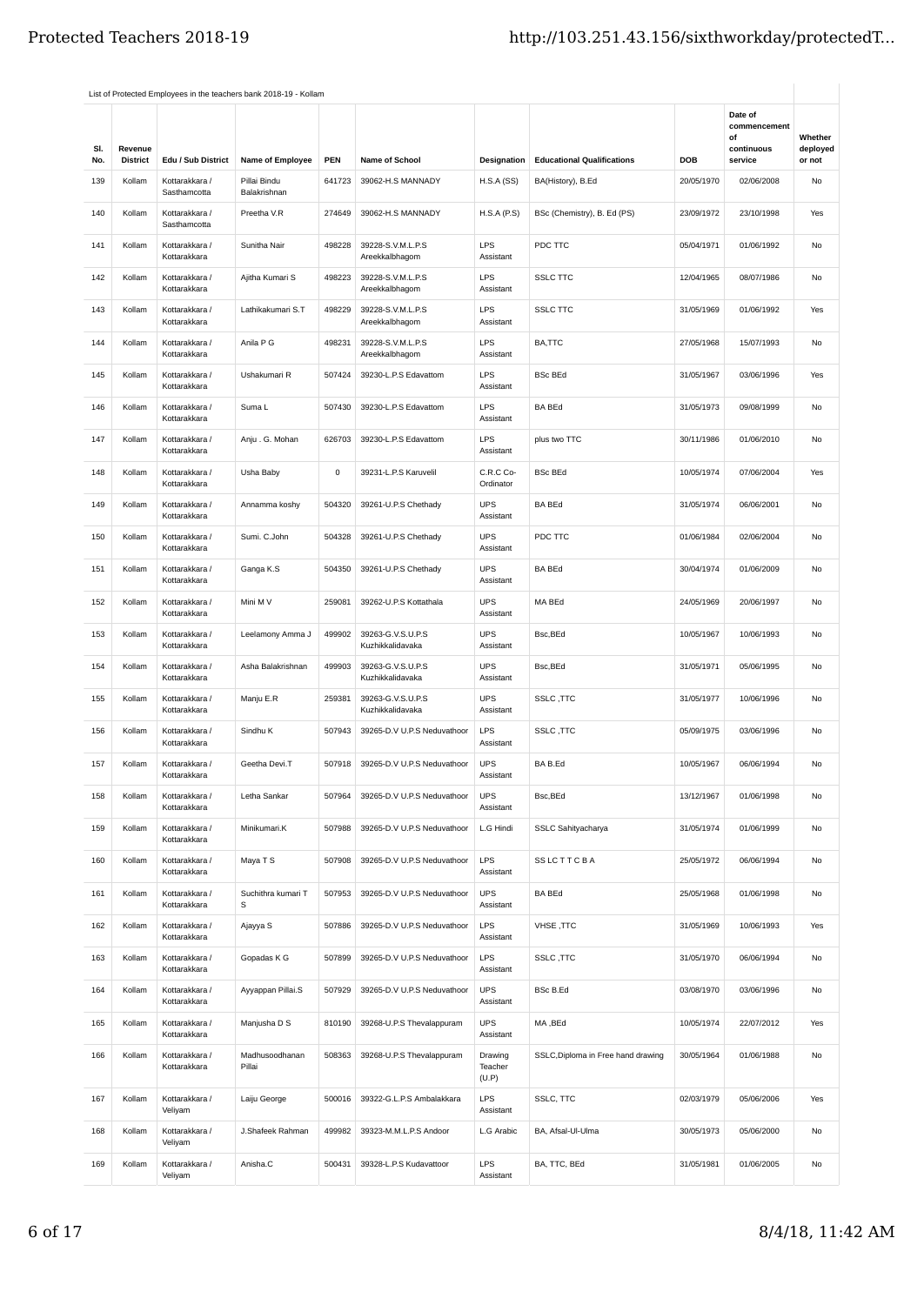List of Protected Employees in the teachers bank 2018-19 - Kollam

| Sl. No. | Revenue District | Edu / Sub District | Name of Employee | PEN | Name of School | Designation | Educational Qualifications | DOB | Date of commencement of continuous service | Whether deployed or not |
|---|---|---|---|---|---|---|---|---|---|---|
| 139 | Kollam | Kottarakkara / Sasthamcotta | Pillai Bindu Balakrishnan | 641723 | 39062-H.S MANNADY | H.S.A (SS) | BA(History), B.Ed | 20/05/1970 | 02/06/2008 | No |
| 140 | Kollam | Kottarakkara / Sasthamcotta | Preetha V.R | 274649 | 39062-H.S MANNADY | H.S.A (P.S) | BSc (Chemistry), B. Ed (PS) | 23/09/1972 | 23/10/1998 | Yes |
| 141 | Kollam | Kottarakkara / Kottarakkara | Sunitha Nair | 498228 | 39228-S.V.M.L.P.S Areekkalbhagom | LPS Assistant | PDC TTC | 05/04/1971 | 01/06/1992 | No |
| 142 | Kollam | Kottarakkara / Kottarakkara | Ajitha Kumari S | 498223 | 39228-S.V.M.L.P.S Areekkalbhagom | LPS Assistant | SSLC TTC | 12/04/1965 | 08/07/1986 | No |
| 143 | Kollam | Kottarakkara / Kottarakkara | Lathikakumari S.T | 498229 | 39228-S.V.M.L.P.S Areekkalbhagom | LPS Assistant | SSLC TTC | 31/05/1969 | 01/06/1992 | Yes |
| 144 | Kollam | Kottarakkara / Kottarakkara | Anila P G | 498231 | 39228-S.V.M.L.P.S Areekkalbhagom | LPS Assistant | BA,TTC | 27/05/1968 | 15/07/1993 | No |
| 145 | Kollam | Kottarakkara / Kottarakkara | Ushakumari R | 507424 | 39230-L.P.S Edavattom | LPS Assistant | BSc BEd | 31/05/1967 | 03/06/1996 | Yes |
| 146 | Kollam | Kottarakkara / Kottarakkara | Suma L | 507430 | 39230-L.P.S Edavattom | LPS Assistant | BA BEd | 31/05/1973 | 09/08/1999 | No |
| 147 | Kollam | Kottarakkara / Kottarakkara | Anju . G. Mohan | 626703 | 39230-L.P.S Edavattom | LPS Assistant | plus two TTC | 30/11/1986 | 01/06/2010 | No |
| 148 | Kollam | Kottarakkara / Kottarakkara | Usha Baby | 0 | 39231-L.P.S Karuvelil | C.R.C Co-Ordinator | BSc BEd | 10/05/1974 | 07/06/2004 | Yes |
| 149 | Kollam | Kottarakkara / Kottarakkara | Annamma koshy | 504320 | 39261-U.P.S Chethady | UPS Assistant | BA BEd | 31/05/1974 | 06/06/2001 | No |
| 150 | Kollam | Kottarakkara / Kottarakkara | Sumi. C.John | 504328 | 39261-U.P.S Chethady | UPS Assistant | PDC TTC | 01/06/1984 | 02/06/2004 | No |
| 151 | Kollam | Kottarakkara / Kottarakkara | Ganga K.S | 504350 | 39261-U.P.S Chethady | UPS Assistant | BA BEd | 30/04/1974 | 01/06/2009 | No |
| 152 | Kollam | Kottarakkara / Kottarakkara | Mini M V | 259081 | 39262-U.P.S Kottathala | UPS Assistant | MA BEd | 24/05/1969 | 20/06/1997 | No |
| 153 | Kollam | Kottarakkara / Kottarakkara | Leelamony Amma J | 499902 | 39263-G.V.S.U.P.S Kuzhikkalidavaka | UPS Assistant | Bsc,BEd | 10/05/1967 | 10/06/1993 | No |
| 154 | Kollam | Kottarakkara / Kottarakkara | Asha Balakrishnan | 499903 | 39263-G.V.S.U.P.S Kuzhikkalidavaka | UPS Assistant | Bsc,BEd | 31/05/1971 | 05/06/1995 | No |
| 155 | Kollam | Kottarakkara / Kottarakkara | Manju E.R | 259381 | 39263-G.V.S.U.P.S Kuzhikkalidavaka | UPS Assistant | SSLC ,TTC | 31/05/1977 | 10/06/1996 | No |
| 156 | Kollam | Kottarakkara / Kottarakkara | Sindhu K | 507943 | 39265-D.V U.P.S Neduvathoor | LPS Assistant | SSLC ,TTC | 05/09/1975 | 03/06/1996 | No |
| 157 | Kollam | Kottarakkara / Kottarakkara | Geetha Devi.T | 507918 | 39265-D.V U.P.S Neduvathoor | UPS Assistant | BA B.Ed | 10/05/1967 | 06/06/1994 | No |
| 158 | Kollam | Kottarakkara / Kottarakkara | Letha Sankar | 507964 | 39265-D.V U.P.S Neduvathoor | UPS Assistant | Bsc,BEd | 13/12/1967 | 01/06/1998 | No |
| 159 | Kollam | Kottarakkara / Kottarakkara | Minikumari.K | 507988 | 39265-D.V U.P.S Neduvathoor | L.G Hindi | SSLC Sahityacharya | 31/05/1974 | 01/06/1999 | No |
| 160 | Kollam | Kottarakkara / Kottarakkara | Maya T S | 507908 | 39265-D.V U.P.S Neduvathoor | LPS Assistant | SS LC T T C B A | 25/05/1972 | 06/06/1994 | No |
| 161 | Kollam | Kottarakkara / Kottarakkara | Suchithra kumari T S | 507953 | 39265-D.V U.P.S Neduvathoor | UPS Assistant | BA BEd | 25/05/1968 | 01/06/1998 | No |
| 162 | Kollam | Kottarakkara / Kottarakkara | Ajayya S | 507886 | 39265-D.V U.P.S Neduvathoor | LPS Assistant | VHSE ,TTC | 31/05/1969 | 10/06/1993 | Yes |
| 163 | Kollam | Kottarakkara / Kottarakkara | Gopadas K G | 507899 | 39265-D.V U.P.S Neduvathoor | LPS Assistant | SSLC ,TTC | 31/05/1970 | 06/06/1994 | No |
| 164 | Kollam | Kottarakkara / Kottarakkara | Ayyappan Pillai.S | 507929 | 39265-D.V U.P.S Neduvathoor | UPS Assistant | BSc B.Ed | 03/08/1970 | 03/06/1996 | No |
| 165 | Kollam | Kottarakkara / Kottarakkara | Manjusha D S | 810190 | 39268-U.P.S Thevalappuram | UPS Assistant | MA ,BEd | 10/05/1974 | 22/07/2012 | Yes |
| 166 | Kollam | Kottarakkara / Kottarakkara | Madhusoodhanan Pillai | 508363 | 39268-U.P.S Thevalappuram | Drawing Teacher (U.P) | SSLC,Diploma in Free hand drawing | 30/05/1964 | 01/06/1988 | No |
| 167 | Kollam | Kottarakkara / Veliyam | Laiju George | 500016 | 39322-G.L.P.S Ambalakkara | LPS Assistant | SSLC, TTC | 02/03/1979 | 05/06/2006 | Yes |
| 168 | Kollam | Kottarakkara / Veliyam | J.Shafeek Rahman | 499982 | 39323-M.M.L.P.S Andoor | L.G Arabic | BA, Afsal-Ul-Ulma | 30/05/1973 | 05/06/2000 | No |
| 169 | Kollam | Kottarakkara / Veliyam | Anisha.C | 500431 | 39328-L.P.S Kudavattoor | LPS Assistant | BA, TTC, BEd | 31/05/1981 | 01/06/2005 | No |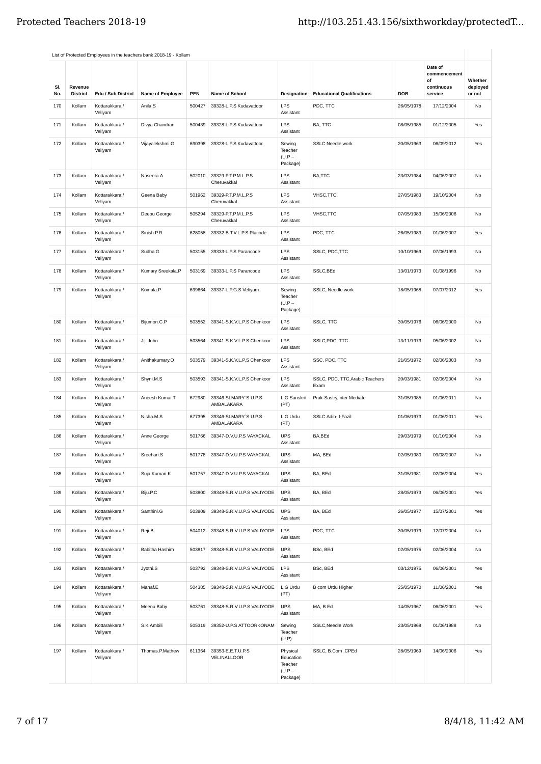List of Protected Employees in the teachers bank 2018-19 - Kollam

| Sl. No. | Revenue District | Edu / Sub District | Name of Employee | PEN | Name of School | Designation | Educational Qualifications | DOB | Date of commencement of continuous service | Whether deployed or not |
|---|---|---|---|---|---|---|---|---|---|---|
| 170 | Kollam | Kottarakkara / Veliyam | Anila.S | 500427 | 39328-L.P.S Kudavattoor | LPS Assistant | PDC, TTC | 26/05/1978 | 17/12/2004 | No |
| 171 | Kollam | Kottarakkara / Veliyam | Divya Chandran | 500439 | 39328-L.P.S Kudavattoor | LPS Assistant | BA, TTC | 08/05/1985 | 01/12/2005 | Yes |
| 172 | Kollam | Kottarakkara / Veliyam | Vijayalekshmi.G | 690398 | 39328-L.P.S Kudavattoor | Sewing Teacher (U.P – Package) | SSLC Needle work | 20/05/1963 | 06/09/2012 | Yes |
| 173 | Kollam | Kottarakkara / Veliyam | Naseera.A | 502010 | 39329-P.T.P.M.L.P.S Cheruvakkal | LPS Assistant | BA,TTC | 23/03/1984 | 04/06/2007 | No |
| 174 | Kollam | Kottarakkara / Veliyam | Geena Baby | 501962 | 39329-P.T.P.M.L.P.S Cheruvakkal | LPS Assistant | VHSC,TTC | 27/05/1983 | 19/10/2004 | No |
| 175 | Kollam | Kottarakkara / Veliyam | Deepu George | 505294 | 39329-P.T.P.M.L.P.S Cheruvakkal | LPS Assistant | VHSC,TTC | 07/05/1983 | 15/06/2006 | No |
| 176 | Kollam | Kottarakkara / Veliyam | Sinish.P.R | 628058 | 39332-B.T.V.L.P.S Placode | LPS Assistant | PDC, TTC | 26/05/1983 | 01/06/2007 | Yes |
| 177 | Kollam | Kottarakkara / Veliyam | Sudha.G | 503155 | 39333-L.P.S Parancode | LPS Assistant | SSLC, PDC,TTC | 10/10/1969 | 07/06/1993 | No |
| 178 | Kollam | Kottarakkara / Veliyam | Kumary Sreekala.P | 503169 | 39333-L.P.S Parancode | LPS Assistant | SSLC,BEd | 13/01/1973 | 01/08/1996 | No |
| 179 | Kollam | Kottarakkara / Veliyam | Komala.P | 699664 | 39337-L.P.G.S Veliyam | Sewing Teacher (U.P – Package) | SSLC, Needle work | 18/05/1968 | 07/07/2012 | Yes |
| 180 | Kollam | Kottarakkara / Veliyam | Bijumon.C.P | 503552 | 39341-S.K.V.L.P.S Chenkoor | LPS Assistant | SSLC, TTC | 30/05/1976 | 06/06/2000 | No |
| 181 | Kollam | Kottarakkara / Veliyam | Jiji John | 503564 | 39341-S.K.V.L.P.S Chenkoor | LPS Assistant | SSLC,PDC, TTC | 13/11/1973 | 05/06/2002 | No |
| 182 | Kollam | Kottarakkara / Veliyam | Anithakumary.O | 503579 | 39341-S.K.V.L.P.S Chenkoor | LPS Assistant | SSC, PDC, TTC | 21/05/1972 | 02/06/2003 | No |
| 183 | Kollam | Kottarakkara / Veliyam | Shyni.M.S | 503593 | 39341-S.K.V.L.P.S Chenkoor | LPS Assistant | SSLC, PDC, TTC,Arabic Teachers Exam | 20/03/1981 | 02/06/2004 | No |
| 184 | Kollam | Kottarakkara / Veliyam | Aneesh Kumar.T | 672980 | 39346-St.MARY`S U.P.S AMBALAKARA | L.G Sanskrit (PT) | Prak-Sanskrit,Inter Mediate | 31/05/1985 | 01/06/2011 | No |
| 185 | Kollam | Kottarakkara / Veliyam | Nisha.M.S | 677395 | 39346-St.MARY`S U.P.S AMBALAKARA | L.G Urdu (PT) | SSLC Adib- I-Fazil | 01/06/1973 | 01/06/2011 | Yes |
| 186 | Kollam | Kottarakkara / Veliyam | Anne George | 501766 | 39347-D.V.U.P.S VAYACKAL | UPS Assistant | BA,BEd | 29/03/1979 | 01/10/2004 | No |
| 187 | Kollam | Kottarakkara / Veliyam | Sreehari.S | 501778 | 39347-D.V.U.P.S VAYACKAL | UPS Assistant | MA, BEd | 02/05/1980 | 09/08/2007 | No |
| 188 | Kollam | Kottarakkara / Veliyam | Suja Kumari.K | 501757 | 39347-D.V.U.P.S VAYACKAL | UPS Assistant | BA, BEd | 31/05/1981 | 02/06/2004 | Yes |
| 189 | Kollam | Kottarakkara / Veliyam | Biju.P.C | 503800 | 39348-S.R.V.U.P.S VALIYODE | UPS Assistant | BA, BEd | 28/05/1973 | 06/06/2001 | Yes |
| 190 | Kollam | Kottarakkara / Veliyam | Santhini.G | 503809 | 39348-S.R.V.U.P.S VALIYODE | UPS Assistant | BA, BEd | 26/05/1977 | 15/07/2001 | Yes |
| 191 | Kollam | Kottarakkara / Veliyam | Reji.B | 504012 | 39348-S.R.V.U.P.S VALIYODE | LPS Assistant | PDC, TTC | 30/05/1979 | 12/07/2004 | No |
| 192 | Kollam | Kottarakkara / Veliyam | Babitha Hashim | 503817 | 39348-S.R.V.U.P.S VALIYODE | UPS Assistant | BSc, BEd | 02/05/1975 | 02/06/2004 | No |
| 193 | Kollam | Kottarakkara / Veliyam | Jyothi.S | 503792 | 39348-S.R.V.U.P.S VALIYODE | LPS Assistant | BSc, BEd | 03/12/1975 | 06/06/2001 | Yes |
| 194 | Kollam | Kottarakkara / Veliyam | Manaf.E | 504385 | 39348-S.R.V.U.P.S VALIYODE | L.G Urdu (PT) | B com Urdu Higher | 25/05/1970 | 11/06/2001 | Yes |
| 195 | Kollam | Kottarakkara / Veliyam | Meenu Baby | 503761 | 39348-S.R.V.U.P.S VALIYODE | UPS Assistant | MA, B Ed | 14/05/1967 | 06/06/2001 | Yes |
| 196 | Kollam | Kottarakkara / Veliyam | S.K Ambili | 505319 | 39352-U.P.S ATTOORKONAM | Sewing Teacher (U.P) | SSLC,Needle Work | 23/05/1968 | 01/06/1988 | No |
| 197 | Kollam | Kottarakkara / Veliyam | Thomas.P.Mathew | 611364 | 39353-E.E.T.U.P.S VELINALLOOR | Physical Education Teacher (U.P – Package) | SSLC, B.Com .CPEd | 28/05/1969 | 14/06/2006 | Yes |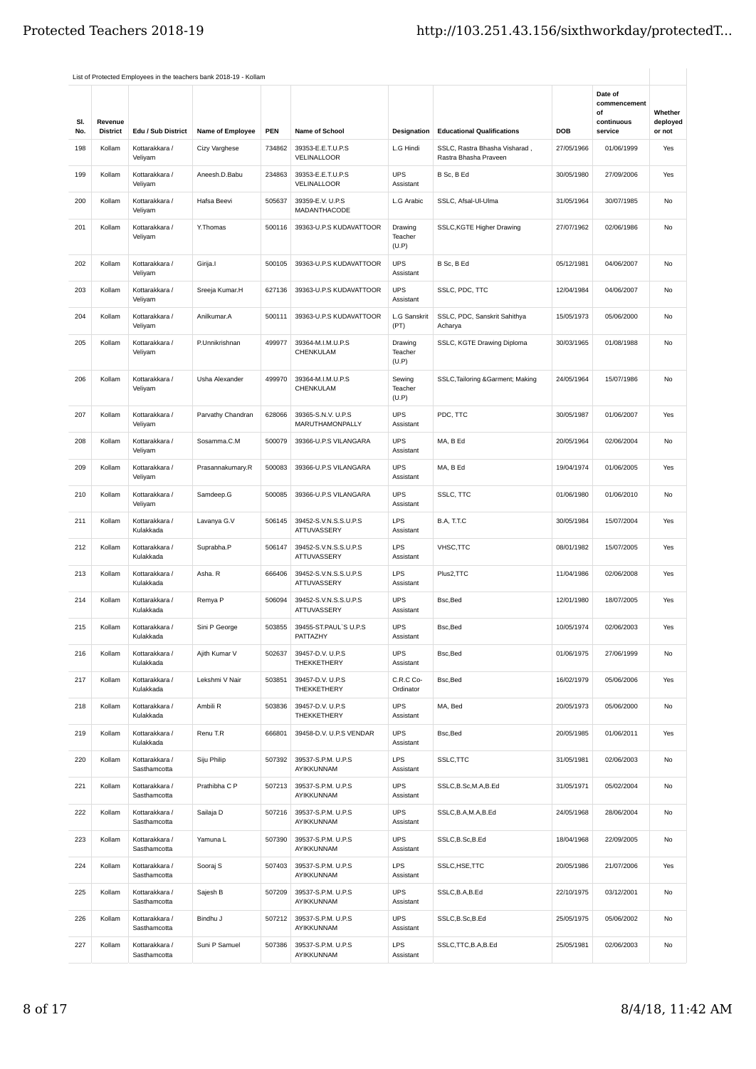List of Protected Employees in the teachers bank 2018-19 - Kollam

| Sl. No. | Revenue District | Edu / Sub District | Name of Employee | PEN | Name of School | Designation | Educational Qualifications | DOB | Date of commencement of continuous service | Whether deployed or not |
|---|---|---|---|---|---|---|---|---|---|---|
| 198 | Kollam | Kottarakkara / Veliyam | Cizy Varghese | 734862 | 39353-E.E.T.U.P.S VELINALLOOR | L.G Hindi | SSLC, Rastra Bhasha Visharad , Rastra Bhasha Praveen | 27/05/1966 | 01/06/1999 | Yes |
| 199 | Kollam | Kottarakkara / Veliyam | Aneesh.D.Babu | 234863 | 39353-E.E.T.U.P.S VELINALLOOR | UPS Assistant | B Sc, B Ed | 30/05/1980 | 27/09/2006 | Yes |
| 200 | Kollam | Kottarakkara / Veliyam | Hafsa Beevi | 505637 | 39359-E.V. U.P.S MADANTHACODE | L.G Arabic | SSLC, Afsal-Ul-Ulma | 31/05/1964 | 30/07/1985 | No |
| 201 | Kollam | Kottarakkara / Veliyam | Y.Thomas | 500116 | 39363-U.P.S KUDAVATTOOR | Drawing Teacher (U.P) | SSLC,KGTE Higher Drawing | 27/07/1962 | 02/06/1986 | No |
| 202 | Kollam | Kottarakkara / Veliyam | Girija.I | 500105 | 39363-U.P.S KUDAVATTOOR | UPS Assistant | B Sc, B Ed | 05/12/1981 | 04/06/2007 | No |
| 203 | Kollam | Kottarakkara / Veliyam | Sreeja Kumar.H | 627136 | 39363-U.P.S KUDAVATTOOR | UPS Assistant | SSLC, PDC, TTC | 12/04/1984 | 04/06/2007 | No |
| 204 | Kollam | Kottarakkara / Veliyam | Anilkumar.A | 500111 | 39363-U.P.S KUDAVATTOOR | L.G Sanskrit (PT) | SSLC, PDC, Sanskrit Sahithya Acharya | 15/05/1973 | 05/06/2000 | No |
| 205 | Kollam | Kottarakkara / Veliyam | P.Unnikrishnan | 499977 | 39364-M.I.M.U.P.S CHENKULAM | Drawing Teacher (U.P) | SSLC, KGTE Drawing Diploma | 30/03/1965 | 01/08/1988 | No |
| 206 | Kollam | Kottarakkara / Veliyam | Usha Alexander | 499970 | 39364-M.I.M.U.P.S CHENKULAM | Sewing Teacher (U.P) | SSLC,Tailoring &Garment; Making | 24/05/1964 | 15/07/1986 | No |
| 207 | Kollam | Kottarakkara / Veliyam | Parvathy Chandran | 628066 | 39365-S.N.V. U.P.S MARUTHAMONPALLY | UPS Assistant | PDC, TTC | 30/05/1987 | 01/06/2007 | Yes |
| 208 | Kollam | Kottarakkara / Veliyam | Sosamma.C.M | 500079 | 39366-U.P.S VILANGARA | UPS Assistant | MA, B Ed | 20/05/1964 | 02/06/2004 | No |
| 209 | Kollam | Kottarakkara / Veliyam | Prasannakumary.R | 500083 | 39366-U.P.S VILANGARA | UPS Assistant | MA, B Ed | 19/04/1974 | 01/06/2005 | Yes |
| 210 | Kollam | Kottarakkara / Veliyam | Samdeep.G | 500085 | 39366-U.P.S VILANGARA | UPS Assistant | SSLC, TTC | 01/06/1980 | 01/06/2010 | No |
| 211 | Kollam | Kottarakkara / Kulakkada | Lavanya G.V | 506145 | 39452-S.V.N.S.S.U.P.S ATTUVASSERY | LPS Assistant | B.A, T.T.C | 30/05/1984 | 15/07/2004 | Yes |
| 212 | Kollam | Kottarakkara / Kulakkada | Suprabha.P | 506147 | 39452-S.V.N.S.S.U.P.S ATTUVASSERY | LPS Assistant | VHSC,TTC | 08/01/1982 | 15/07/2005 | Yes |
| 213 | Kollam | Kottarakkara / Kulakkada | Asha. R | 666406 | 39452-S.V.N.S.S.U.P.S ATTUVASSERY | LPS Assistant | Plus2,TTC | 11/04/1986 | 02/06/2008 | Yes |
| 214 | Kollam | Kottarakkara / Kulakkada | Remya P | 506094 | 39452-S.V.N.S.S.U.P.S ATTUVASSERY | UPS Assistant | Bsc,Bed | 12/01/1980 | 18/07/2005 | Yes |
| 215 | Kollam | Kottarakkara / Kulakkada | Sini P George | 503855 | 39455-ST.PAUL`S U.P.S PATTAZHY | UPS Assistant | Bsc,Bed | 10/05/1974 | 02/06/2003 | Yes |
| 216 | Kollam | Kottarakkara / Kulakkada | Ajith Kumar V | 502637 | 39457-D.V. U.P.S THEKKETHERY | UPS Assistant | Bsc,Bed | 01/06/1975 | 27/06/1999 | No |
| 217 | Kollam | Kottarakkara / Kulakkada | Lekshmi V Nair | 503851 | 39457-D.V. U.P.S THEKKETHERY | C.R.C Co-Ordinator | Bsc,Bed | 16/02/1979 | 05/06/2006 | Yes |
| 218 | Kollam | Kottarakkara / Kulakkada | Ambili R | 503836 | 39457-D.V. U.P.S THEKKETHERY | UPS Assistant | MA, Bed | 20/05/1973 | 05/06/2000 | No |
| 219 | Kollam | Kottarakkara / Kulakkada | Renu T.R | 666801 | 39458-D.V. U.P.S VENDAR | UPS Assistant | Bsc,Bed | 20/05/1985 | 01/06/2011 | Yes |
| 220 | Kollam | Kottarakkara / Sasthamcotta | Siju Philip | 507392 | 39537-S.P.M. U.P.S AYIKKUNNAM | LPS Assistant | SSLC,TTC | 31/05/1981 | 02/06/2003 | No |
| 221 | Kollam | Kottarakkara / Sasthamcotta | Prathibha C P | 507213 | 39537-S.P.M. U.P.S AYIKKUNNAM | UPS Assistant | SSLC,B.Sc,M.A,B.Ed | 31/05/1971 | 05/02/2004 | No |
| 222 | Kollam | Kottarakkara / Sasthamcotta | Sailaja D | 507216 | 39537-S.P.M. U.P.S AYIKKUNNAM | UPS Assistant | SSLC,B.A,M.A,B.Ed | 24/05/1968 | 28/06/2004 | No |
| 223 | Kollam | Kottarakkara / Sasthamcotta | Yamuna L | 507390 | 39537-S.P.M. U.P.S AYIKKUNNAM | UPS Assistant | SSLC,B.Sc,B.Ed | 18/04/1968 | 22/09/2005 | No |
| 224 | Kollam | Kottarakkara / Sasthamcotta | Sooraj S | 507403 | 39537-S.P.M. U.P.S AYIKKUNNAM | LPS Assistant | SSLC,HSE,TTC | 20/05/1986 | 21/07/2006 | Yes |
| 225 | Kollam | Kottarakkara / Sasthamcotta | Sajesh B | 507209 | 39537-S.P.M. U.P.S AYIKKUNNAM | UPS Assistant | SSLC,B.A,B.Ed | 22/10/1975 | 03/12/2001 | No |
| 226 | Kollam | Kottarakkara / Sasthamcotta | Bindhu J | 507212 | 39537-S.P.M. U.P.S AYIKKUNNAM | UPS Assistant | SSLC,B.Sc,B.Ed | 25/05/1975 | 05/06/2002 | No |
| 227 | Kollam | Kottarakkara / Sasthamcotta | Suni P Samuel | 507386 | 39537-S.P.M. U.P.S AYIKKUNNAM | LPS Assistant | SSLC,TTC,B.A,B.Ed | 25/05/1981 | 02/06/2003 | No |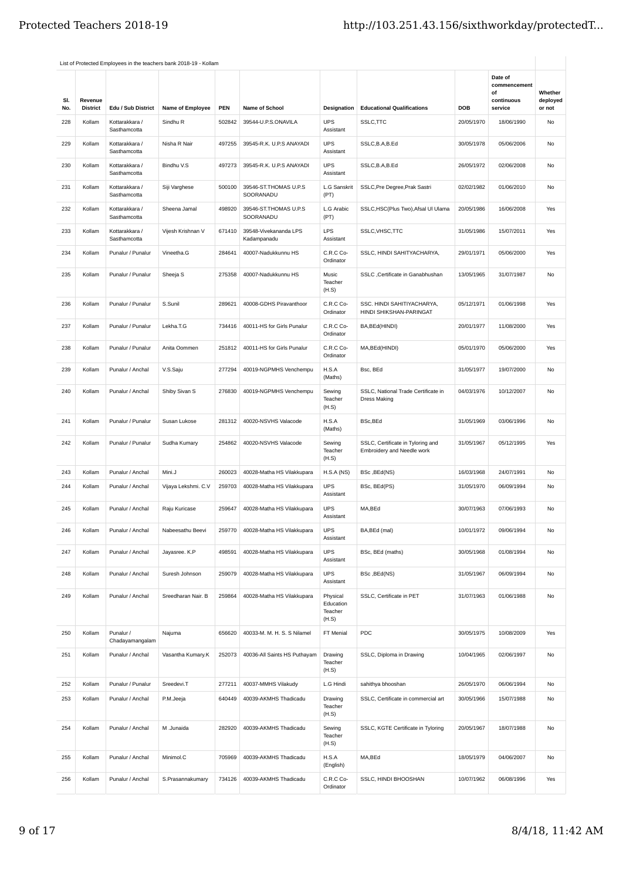List of Protected Employees in the teachers bank 2018-19 - Kollam

| Sl. No. | Revenue District | Edu / Sub District | Name of Employee | PEN | Name of School | Designation | Educational Qualifications | DOB | Date of commencement of continuous service | Whether deployed or not |
|---|---|---|---|---|---|---|---|---|---|---|
| 228 | Kollam | Kottarakkara / Sasthamcotta | Sindhu R | 502842 | 39544-U.P.S.ONAVILA | UPS Assistant | SSLC,TTC | 20/05/1970 | 18/06/1990 | No |
| 229 | Kollam | Kottarakkara / Sasthamcotta | Nisha R Nair | 497255 | 39545-R.K. U.P.S ANAYADI | UPS Assistant | SSLC,B.A,B.Ed | 30/05/1978 | 05/06/2006 | No |
| 230 | Kollam | Kottarakkara / Sasthamcotta | Bindhu V.S | 497273 | 39545-R.K. U.P.S ANAYADI | UPS Assistant | SSLC,B.A,B.Ed | 26/05/1972 | 02/06/2008 | No |
| 231 | Kollam | Kottarakkara / Sasthamcotta | Siji Varghese | 500100 | 39546-ST.THOMAS U.P.S SOORANADU | L.G Sanskrit (PT) | SSLC,Pre Degree,Prak Sastri | 02/02/1982 | 01/06/2010 | No |
| 232 | Kollam | Kottarakkara / Sasthamcotta | Sheena Jamal | 498920 | 39546-ST.THOMAS U.P.S SOORANADU | L.G Arabic (PT) | SSLC,HSC(Plus Two),Afsal Ul Ulama | 20/05/1986 | 16/06/2008 | Yes |
| 233 | Kollam | Kottarakkara / Sasthamcotta | Vijesh Krishnan V | 671410 | 39548-Vivekananda LPS Kadampanadu | LPS Assistant | SSLC,VHSC,TTC | 31/05/1986 | 15/07/2011 | Yes |
| 234 | Kollam | Punalur / Punalur | Vineetha.G | 284641 | 40007-Nadukkunnu HS | C.R.C Co-Ordinator | SSLC, HINDI SAHITYACHARYA, | 29/01/1971 | 05/06/2000 | Yes |
| 235 | Kollam | Punalur / Punalur | Sheeja S | 275358 | 40007-Nadukkunnu HS | Music Teacher (H.S) | SSLC ,Certificate in Ganabhushan | 13/05/1965 | 31/07/1987 | No |
| 236 | Kollam | Punalur / Punalur | S.Sunil | 289621 | 40008-GDHS Piravanthoor | C.R.C Co-Ordinator | SSC. HINDI SAHITIYACHARYA, HINDI SHIKSHAN-PARINGAT | 05/12/1971 | 01/06/1998 | Yes |
| 237 | Kollam | Punalur / Punalur | Lekha.T.G | 734416 | 40011-HS for Girls Punalur | C.R.C Co-Ordinator | BA,BEd(HINDI) | 20/01/1977 | 11/08/2000 | Yes |
| 238 | Kollam | Punalur / Punalur | Anita Oommen | 251812 | 40011-HS for Girls Punalur | C.R.C Co-Ordinator | MA,BEd(HINDI) | 05/01/1970 | 05/06/2000 | Yes |
| 239 | Kollam | Punalur / Anchal | V.S.Saju | 277294 | 40019-NGPMHS Venchempu | H.S.A (Maths) | Bsc, BEd | 31/05/1977 | 19/07/2000 | No |
| 240 | Kollam | Punalur / Anchal | Shiby Sivan S | 276830 | 40019-NGPMHS Venchempu | Sewing Teacher (H.S) | SSLC, National Trade Certificate in Dress Making | 04/03/1976 | 10/12/2007 | No |
| 241 | Kollam | Punalur / Punalur | Susan Lukose | 281312 | 40020-NSVHS Valacode | H.S.A (Maths) | BSc,BEd | 31/05/1969 | 03/06/1996 | No |
| 242 | Kollam | Punalur / Punalur | Sudha Kumary | 254862 | 40020-NSVHS Valacode | Sewing Teacher (H.S) | SSLC, Certificate in Tyloring and Embroidery and Needle work | 31/05/1967 | 05/12/1995 | Yes |
| 243 | Kollam | Punalur / Anchal | Mini.J | 260023 | 40028-Matha HS Vilakkupara | H.S.A (NS) | BSc ,BEd(NS) | 16/03/1968 | 24/07/1991 | No |
| 244 | Kollam | Punalur / Anchal | Vijaya Lekshmi. C.V | 259703 | 40028-Matha HS Vilakkupara | UPS Assistant | BSc, BEd(PS) | 31/05/1970 | 06/09/1994 | No |
| 245 | Kollam | Punalur / Anchal | Raju Kuricase | 259647 | 40028-Matha HS Vilakkupara | UPS Assistant | MA,BEd | 30/07/1963 | 07/06/1993 | No |
| 246 | Kollam | Punalur / Anchal | Nabeesathu Beevi | 259770 | 40028-Matha HS Vilakkupara | UPS Assistant | BA,BEd (mal) | 10/01/1972 | 09/06/1994 | No |
| 247 | Kollam | Punalur / Anchal | Jayasree. K.P | 498591 | 40028-Matha HS Vilakkupara | UPS Assistant | BSc, BEd (maths) | 30/05/1968 | 01/08/1994 | No |
| 248 | Kollam | Punalur / Anchal | Suresh Johnson | 259079 | 40028-Matha HS Vilakkupara | UPS Assistant | BSc ,BEd(NS) | 31/05/1967 | 06/09/1994 | No |
| 249 | Kollam | Punalur / Anchal | Sreedharan Nair. B | 259864 | 40028-Matha HS Vilakkupara | Physical Education Teacher (H.S) | SSLC, Certificate in PET | 31/07/1963 | 01/06/1988 | No |
| 250 | Kollam | Punalur / Chadayamangalam | Najuma | 656620 | 40033-M. M. H. S. S Nilamel | FT Menial | PDC | 30/05/1975 | 10/08/2009 | Yes |
| 251 | Kollam | Punalur / Anchal | Vasantha Kumary.K | 252073 | 40036-All Saints HS Puthayam | Drawing Teacher (H.S) | SSLC, Diploma in Drawing | 10/04/1965 | 02/06/1997 | No |
| 252 | Kollam | Punalur / Punalur | Sreedevi.T | 277211 | 40037-MMHS Vilakudy | L.G Hindi | sahithya bhooshan | 26/05/1970 | 06/06/1994 | No |
| 253 | Kollam | Punalur / Anchal | P.M.Jeeja | 640449 | 40039-AKMHS Thadicadu | Drawing Teacher (H.S) | SSLC, Certificate in commercial art | 30/05/1966 | 15/07/1988 | No |
| 254 | Kollam | Punalur / Anchal | M .Junaida | 282920 | 40039-AKMHS Thadicadu | Sewing Teacher (H.S) | SSLC, KGTE Certificate in Tyloring | 20/05/1967 | 18/07/1988 | No |
| 255 | Kollam | Punalur / Anchal | Minimol.C | 705969 | 40039-AKMHS Thadicadu | H.S.A (English) | MA,BEd | 18/05/1979 | 04/06/2007 | No |
| 256 | Kollam | Punalur / Anchal | S.Prasannakumary | 734126 | 40039-AKMHS Thadicadu | C.R.C Co-Ordinator | SSLC, HINDI BHOOSHAN | 10/07/1962 | 06/08/1996 | Yes |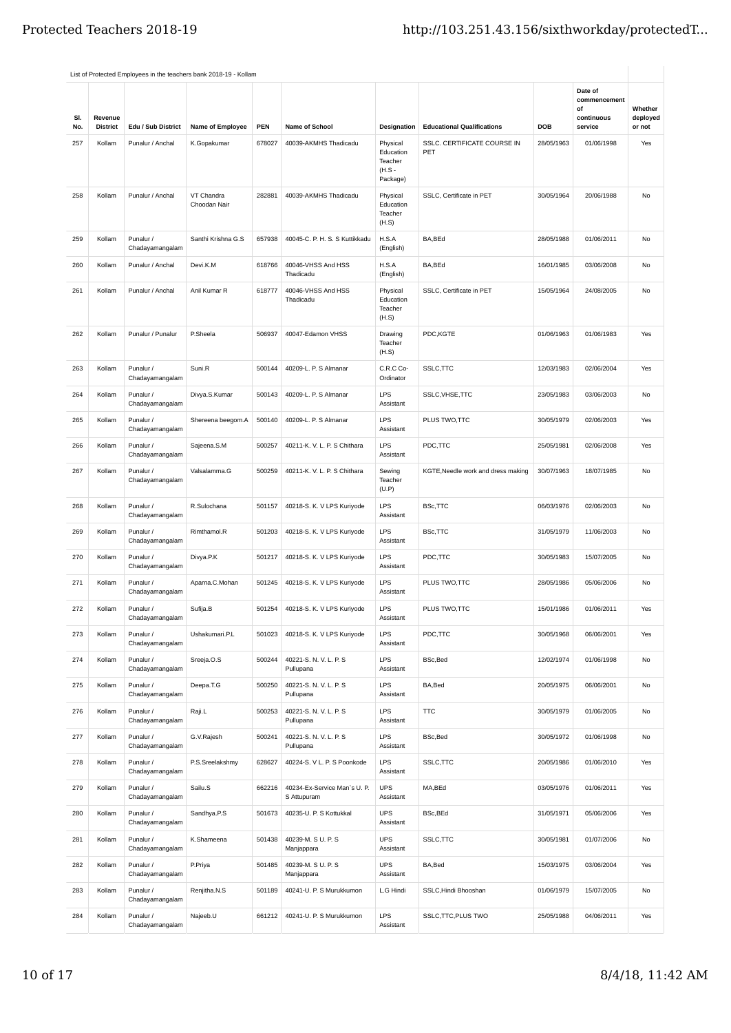List of Protected Employees in the teachers bank 2018-19 - Kollam

| Sl. No. | Revenue District | Edu / Sub District | Name of Employee | PEN | Name of School | Designation | Educational Qualifications | DOB | Date of commencement of continuous service | Whether deployed or not |
|---|---|---|---|---|---|---|---|---|---|---|
| 257 | Kollam | Punalur / Anchal | K.Gopakumar | 678027 | 40039-AKMHS Thadicadu | Physical Education Teacher (H.S - Package) | SSLC. CERTIFICATE COURSE IN PET | 28/05/1963 | 01/06/1998 | Yes |
| 258 | Kollam | Punalur / Anchal | VT Chandra Choodan Nair | 282881 | 40039-AKMHS Thadicadu | Physical Education Teacher (H.S) | SSLC, Certificate in PET | 30/05/1964 | 20/06/1988 | No |
| 259 | Kollam | Punalur / Chadayamangalam | Santhi Krishna G.S | 657938 | 40045-C. P. H. S. S Kuttikkadu | H.S.A (English) | BA,BEd | 28/05/1988 | 01/06/2011 | No |
| 260 | Kollam | Punalur / Anchal | Devi.K.M | 618766 | 40046-VHSS And HSS Thadicadu | H.S.A (English) | BA,BEd | 16/01/1985 | 03/06/2008 | No |
| 261 | Kollam | Punalur / Anchal | Anil Kumar R | 618777 | 40046-VHSS And HSS Thadicadu | Physical Education Teacher (H.S) | SSLC, Certificate in PET | 15/05/1964 | 24/08/2005 | No |
| 262 | Kollam | Punalur / Punalur | P.Sheela | 506937 | 40047-Edamon VHSS | Drawing Teacher (H.S) | PDC,KGTE | 01/06/1963 | 01/06/1983 | Yes |
| 263 | Kollam | Punalur / Chadayamangalam | Suni.R | 500144 | 40209-L. P. S Almanar | C.R.C Co-Ordinator | SSLC,TTC | 12/03/1983 | 02/06/2004 | Yes |
| 264 | Kollam | Punalur / Chadayamangalam | Divya.S.Kumar | 500143 | 40209-L. P. S Almanar | LPS Assistant | SSLC,VHSE,TTC | 23/05/1983 | 03/06/2003 | No |
| 265 | Kollam | Punalur / Chadayamangalam | Shereena beegom.A | 500140 | 40209-L. P. S Almanar | LPS Assistant | PLUS TWO,TTC | 30/05/1979 | 02/06/2003 | Yes |
| 266 | Kollam | Punalur / Chadayamangalam | Sajeena.S.M | 500257 | 40211-K. V. L. P. S Chithara | LPS Assistant | PDC,TTC | 25/05/1981 | 02/06/2008 | Yes |
| 267 | Kollam | Punalur / Chadayamangalam | Valsalamma.G | 500259 | 40211-K. V. L. P. S Chithara | Sewing Teacher (U.P) | KGTE,Needle work and dress making | 30/07/1963 | 18/07/1985 | No |
| 268 | Kollam | Punalur / Chadayamangalam | R.Sulochana | 501157 | 40218-S. K. V LPS Kuriyode | LPS Assistant | BSc,TTC | 06/03/1976 | 02/06/2003 | No |
| 269 | Kollam | Punalur / Chadayamangalam | Rimthamol.R | 501203 | 40218-S. K. V LPS Kuriyode | LPS Assistant | BSc,TTC | 31/05/1979 | 11/06/2003 | No |
| 270 | Kollam | Punalur / Chadayamangalam | Divya.P.K | 501217 | 40218-S. K. V LPS Kuriyode | LPS Assistant | PDC,TTC | 30/05/1983 | 15/07/2005 | No |
| 271 | Kollam | Punalur / Chadayamangalam | Aparna.C.Mohan | 501245 | 40218-S. K. V LPS Kuriyode | LPS Assistant | PLUS TWO,TTC | 28/05/1986 | 05/06/2006 | No |
| 272 | Kollam | Punalur / Chadayamangalam | Sufija.B | 501254 | 40218-S. K. V LPS Kuriyode | LPS Assistant | PLUS TWO,TTC | 15/01/1986 | 01/06/2011 | Yes |
| 273 | Kollam | Punalur / Chadayamangalam | Ushakumari.P.L | 501023 | 40218-S. K. V LPS Kuriyode | LPS Assistant | PDC,TTC | 30/05/1968 | 06/06/2001 | Yes |
| 274 | Kollam | Punalur / Chadayamangalam | Sreeja.O.S | 500244 | 40221-S. N. V. L. P. S Pullupana | LPS Assistant | BSc,Bed | 12/02/1974 | 01/06/1998 | No |
| 275 | Kollam | Punalur / Chadayamangalam | Deepa.T.G | 500250 | 40221-S. N. V. L. P. S Pullupana | LPS Assistant | BA,Bed | 20/05/1975 | 06/06/2001 | No |
| 276 | Kollam | Punalur / Chadayamangalam | Raji.L | 500253 | 40221-S. N. V. L. P. S Pullupana | LPS Assistant | TTC | 30/05/1979 | 01/06/2005 | No |
| 277 | Kollam | Punalur / Chadayamangalam | G.V.Rajesh | 500241 | 40221-S. N. V. L. P. S Pullupana | LPS Assistant | BSc,Bed | 30/05/1972 | 01/06/1998 | No |
| 278 | Kollam | Punalur / Chadayamangalam | P.S.Sreelakshmy | 628627 | 40224-S. V L. P. S Poonkode | LPS Assistant | SSLC,TTC | 20/05/1986 | 01/06/2010 | Yes |
| 279 | Kollam | Punalur / Chadayamangalam | Sailu.S | 662216 | 40234-Ex-Service Man`s U. P. S Attupuram | UPS Assistant | MA,BEd | 03/05/1976 | 01/06/2011 | Yes |
| 280 | Kollam | Punalur / Chadayamangalam | Sandhya.P.S | 501673 | 40235-U. P. S Kottukkal | UPS Assistant | BSc,BEd | 31/05/1971 | 05/06/2006 | Yes |
| 281 | Kollam | Punalur / Chadayamangalam | K.Shameena | 501438 | 40239-M. S U. P. S Manjappara | UPS Assistant | SSLC,TTC | 30/05/1981 | 01/07/2006 | No |
| 282 | Kollam | Punalur / Chadayamangalam | P.Priya | 501485 | 40239-M. S U. P. S Manjappara | UPS Assistant | BA,Bed | 15/03/1975 | 03/06/2004 | Yes |
| 283 | Kollam | Punalur / Chadayamangalam | Renjitha.N.S | 501189 | 40241-U. P. S Murukkumon | L.G Hindi | SSLC,Hindi Bhooshan | 01/06/1979 | 15/07/2005 | No |
| 284 | Kollam | Punalur / Chadayamangalam | Najeeb.U | 661212 | 40241-U. P. S Murukkumon | LPS Assistant | SSLC,TTC,PLUS TWO | 25/05/1988 | 04/06/2011 | Yes |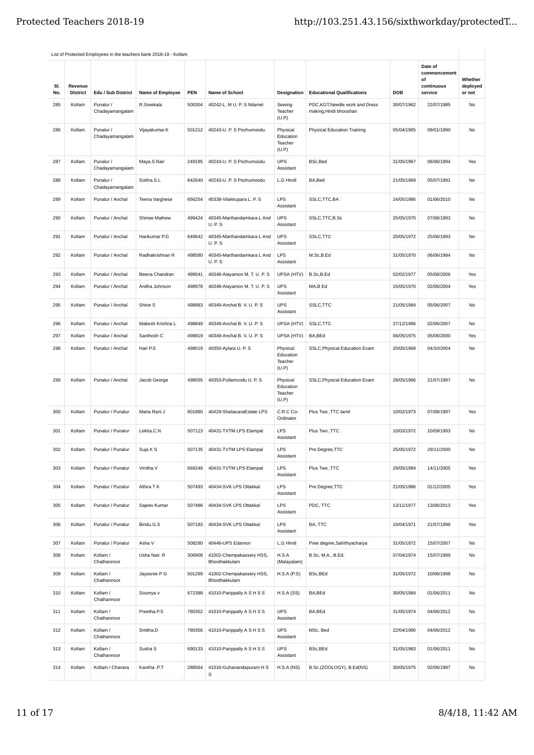List of Protected Employees in the teachers bank 2018-19 - Kollam

| Sl. No. | Revenue District | Edu / Sub District | Name of Employee | PEN | Name of School | Designation | Educational Qualifications | DOB | Date of commencement of continuous service | Whether deployed or not |
|---|---|---|---|---|---|---|---|---|---|---|
| 285 | Kollam | Punalur / Chadayamangalam | R.Sreekala | 500304 | 40242-L. M U. P. S Nilamel | Sewing Teacher (U.P) | PDC,KGT,Needle work and Dress making,Hindi bhooshan | 30/07/1962 | 22/07/1985 | No |
| 286 | Kollam | Punalur / Chadayamangalam | Vijayakumar.K | 501212 | 40243-U. P. S Pezhumoodu | Physical Education Teacher (U.P) | Physical Education Training | 05/04/1965 | 09/01/1990 | No |
| 287 | Kollam | Punalur / Chadayamangalam | Maya.S.Nair | 249185 | 40243-U. P. S Pezhumoodu | UPS Assistant | BSc,Bed | 31/05/1967 | 06/06/1994 | Yes |
| 288 | Kollam | Punalur / Chadayamangalam | Sobha.S.L | 642640 | 40243-U. P. S Pezhumoodu | L.G Hindi | BA,Bed | 21/05/1969 | 05/07/1991 | No |
| 289 | Kollam | Punalur / Anchal | Teena Varghese | 656254 | 40338-Vilakkupara L. P. S | LPS Assistant | SSLC,TTC,BA | 24/05/1986 | 01/06/2010 | No |
| 290 | Kollam | Punalur / Anchal | Shinee Mathew | 499424 | 40345-Marthandamkara L And U. P. S | UPS Assistant | SSLC,TTC,B.Sc | 25/05/1970 | 07/06/1993 | No |
| 291 | Kollam | Punalur / Anchal | Harikumar P.G | 649642 | 40345-Marthandamkara L And U. P. S | UPS Assistant | SSLC,TTC | 20/05/1972 | 25/06/1993 | No |
| 292 | Kollam | Punalur / Anchal | Radhakrishnan R | 498580 | 40345-Marthandamkara L And U. P. S | LPS Assistant | M.Sc,B.Ed | 31/05/1970 | 06/06/1994 | No |
| 293 | Kollam | Punalur / Anchal | Beena Chandran | 499041 | 40348-Alayamon M. T. U. P. S | UPSA (HTV) | B.Sc,B.Ed | 02/02/1977 | 05/06/2006 | Yes |
| 294 | Kollam | Punalur / Anchal | Anitha Johnson | 498978 | 40348-Alayamon M. T. U. P. S | UPS Assistant | MA,B Ed | 15/05/1970 | 02/06/2004 | Yes |
| 295 | Kollam | Punalur / Anchal | Shine S | 498883 | 40349-Anchal B. V. U. P. S | UPS Assistant | SSLC,TTC | 21/05/1984 | 05/06/2007 | No |
| 296 | Kollam | Punalur / Anchal | Makesh Krishna L | 498849 | 40349-Anchal B. V. U. P. S | UPSA (HTV) | SSLC,TTC | 27/12/1986 | 02/06/2007 | No |
| 297 | Kollam | Punalur / Anchal | Santhosh C | 498819 | 40349-Anchal B. V. U. P. S | UPSA (HTV) | BA,BEd | 06/05/1975 | 05/06/2000 | Yes |
| 298 | Kollam | Punalur / Anchal | Hari P.S | 498019 | 40350-Aylara U. P. S | Physical Education Teacher (U.P) | SSLC,Physical Education Exam | 20/05/1968 | 04/10/2004 | No |
| 299 | Kollam | Punalur / Anchal | Jacob George | 498055 | 40353-Pullamcodu U. P. S | Physical Education Teacher (U.P) | SSLC,Physical Education Exam | 28/05/1966 | 21/07/1987 | No |
| 300 | Kollam | Punalur / Punalur | Maria Rani J | 801880 | 40429-ShaliacaraEstate LPS | C.R.C Co-Ordinator | Plus Two ,TTC tamil | 10/02/1973 | 07/08/1997 | Yes |
| 301 | Kollam | Punalur / Punalur | Lekha.C.N | 507123 | 40431-TVTM LPS Elampal | LPS Assistant | Plus Two ,TTC | 10/03/1972 | 10/09/1993 | No |
| 302 | Kollam | Punalur / Punalur | Suja K S | 507135 | 40431-TVTM LPS Elampal | LPS Assistant | Pre Degree,TTC | 25/05/1972 | 29/11/2000 | No |
| 303 | Kollam | Punalur / Punalur | Vinitha.V | 669248 | 40431-TVTM LPS Elampal | LPS Assistant | Plus Two ,TTC | 29/05/1984 | 14/11/2005 | Yes |
| 304 | Kollam | Punalur / Punalur | Athira T K | 507493 | 40434-SVK LPS Ottakkal | LPS Assistant | Pre Degree,TTC | 21/05/1986 | 01/12/2005 | Yes |
| 305 | Kollam | Punalur / Punalur | Sajeev Kumar | 507486 | 40434-SVK LPS Ottakkal | LPS Assistant | PDC, TTC | 13/11/1977 | 13/06/2013 | Yes |
| 306 | Kollam | Punalur / Punalur | Bindu.G.S | 507183 | 40434-SVK LPS Ottakkal | LPS Assistant | BA, TTC | 10/04/1971 | 21/07/1998 | Yes |
| 307 | Kollam | Punalur / Punalur | Asha V | 508290 | 40446-UPS Edamon | L.G Hindi | Pree degree,Sahithyacharya | 31/05/1972 | 15/07/2007 | No |
| 308 | Kollam | Kollam / Chathannoor | Usha Nair. R | 306908 | 41002-Chempakassery HSS, Bhoothakkulam | H.S.A (Malayalam) | B.Sc, M.A., B.Ed. | 07/04/1974 | 15/07/1999 | No |
| 309 | Kollam | Kollam / Chathannoor | Jayasree P G | 501299 | 41002-Chempakassery HSS, Bhoothakkulam | H.S.A (P.S) | BSc,BEd | 31/05/1972 | 10/06/1998 | No |
| 310 | Kollam | Kollam / Chathannoor | Soumya v | 672388 | 41010-Parippally A S H S S | H.S.A (SS) | BA,BEd | 30/05/1984 | 01/06/2011 | No |
| 311 | Kollam | Kollam / Chathannoor | Preetha.P.S | 780352 | 41010-Parippally A S H S S | UPS Assistant | BA,BEd | 31/05/1974 | 04/06/2012 | No |
| 312 | Kollam | Kollam / Chathannoor | Smitha.D | 780356 | 41010-Parippally A S H S S | UPS Assistant | MSc, Bed | 22/04/1980 | 04/06/2012 | No |
| 313 | Kollam | Kollam / Chathannoor | Susha S | 690133 | 41010-Parippally A S H S S | UPS Assistant | BSc,BEd | 31/05/1983 | 01/06/2011 | No |
| 314 | Kollam | Kollam / Chavara | Kavitha .P.T | 288564 | 41016-Guhanandapuram H S S | H.S.A (NS) | B.Sc.(ZOOLOGY), B.Ed(NS) | 30/05/1975 | 02/06/1997 | No |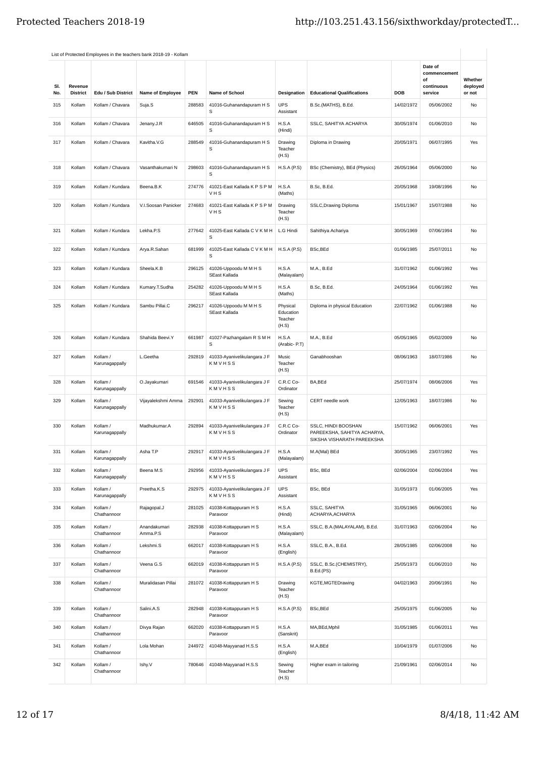List of Protected Employees in the teachers bank 2018-19 - Kollam

| Sl. No. | Revenue District | Edu / Sub District | Name of Employee | PEN | Name of School | Designation | Educational Qualifications | DOB | Date of commencement of continuous service | Whether deployed or not |
|---|---|---|---|---|---|---|---|---|---|---|
| 315 | Kollam | Kollam / Chavara | Suja.S | 288583 | 41016-Guhanandapuram H S S | UPS Assistant | B.Sc.(MATHS), B.Ed. | 14/02/1972 | 05/06/2002 | No |
| 316 | Kollam | Kollam / Chavara | Jenany.J.R | 646505 | 41016-Guhanandapuram H S S | H.S.A (Hindi) | SSLC, SAHITYA ACHARYA | 30/05/1974 | 01/06/2010 | No |
| 317 | Kollam | Kollam / Chavara | Kavitha.V.G | 288549 | 41016-Guhanandapuram H S S | Drawing Teacher (H.S) | Diploma in Drawing | 20/05/1971 | 06/07/1995 | Yes |
| 318 | Kollam | Kollam / Chavara | Vasanthakumari N | 298603 | 41016-Guhanandapuram H S S | H.S.A (P.S) | BSc (Chemistry), BEd (Physics) | 26/05/1964 | 05/06/2000 | No |
| 319 | Kollam | Kollam / Kundara | Beena.B.K | 274776 | 41021-East Kallada K P S P M V H S | H.S.A (Maths) | B.Sc, B.Ed. | 20/05/1968 | 19/08/1996 | No |
| 320 | Kollam | Kollam / Kundara | V.I.Soosan Panicker | 274683 | 41021-East Kallada K P S P M V H S | Drawing Teacher (H.S) | SSLC,Drawing Diploma | 15/01/1967 | 15/07/1988 | No |
| 321 | Kollam | Kollam / Kundara | Lekha.P.S | 277642 | 41025-East Kallada C V K M H S | L.G Hindi | Sahithiya Achariya | 30/05/1969 | 07/06/1994 | No |
| 322 | Kollam | Kollam / Kundara | Arya.R.Sahan | 681999 | 41025-East Kallada C V K M H S | H.S.A (P.S) | BSc,BEd | 01/06/1985 | 25/07/2011 | No |
| 323 | Kollam | Kollam / Kundara | Sheela.K.B | 296125 | 41026-Uppoodu M M H S SEast Kallada | H.S.A (Malayalam) | M.A., B.Ed | 31/07/1962 | 01/06/1992 | Yes |
| 324 | Kollam | Kollam / Kundara | Kumary.T.Sudha | 254282 | 41026-Uppoodu M M H S SEast Kallada | H.S.A (Maths) | B.Sc, B.Ed. | 24/05/1964 | 01/06/1992 | Yes |
| 325 | Kollam | Kollam / Kundara | Sambu Pillai.C | 296217 | 41026-Uppoodu M M H S SEast Kallada | Physical Education Teacher (H.S) | Diploma in physical Education | 22/07/1962 | 01/06/1988 | No |
| 326 | Kollam | Kollam / Kundara | Shahida Beevi.Y | 661987 | 41027-Pazhangalam R S M H S | H.S.A (Arabic- P.T) | M.A., B.Ed | 05/05/1965 | 05/02/2009 | No |
| 327 | Kollam | Kollam / Karunagappally | L.Geetha | 292819 | 41033-Ayanivelikulangara J F K M V H S S | Music Teacher (H.S) | Ganabhooshan | 08/06/1963 | 18/07/1986 | No |
| 328 | Kollam | Kollam / Karunagappally | O.Jayakumari | 691546 | 41033-Ayanivelikulangara J F K M V H S S | C.R.C Co-Ordinator | BA,BEd | 25/07/1974 | 08/06/2006 | Yes |
| 329 | Kollam | Kollam / Karunagappally | Vijayalekshmi Amma | 292901 | 41033-Ayanivelikulangara J F K M V H S S | Sewing Teacher (H.S) | CERT needle work | 12/05/1963 | 18/07/1986 | No |
| 330 | Kollam | Kollam / Karunagappally | Madhukumar.A | 292894 | 41033-Ayanivelikulangara J F K M V H S S | C.R.C Co-Ordinator | SSLC, HINDI BOOSHAN PAREEKSHA, SAHITYA ACHARYA, SIKSHA VISHARATH PAREEKSHA | 15/07/1962 | 06/06/2001 | Yes |
| 331 | Kollam | Kollam / Karunagappally | Asha T.P | 292917 | 41033-Ayanivelikulangara J F K M V H S S | H.S.A (Malayalam) | M.A(Mal) BEd | 30/05/1965 | 23/07/1992 | Yes |
| 332 | Kollam | Kollam / Karunagappally | Beena M.S | 292956 | 41033-Ayanivelikulangara J F K M V H S S | UPS Assistant | BSc, BEd | 02/06/2004 | 02/06/2004 | Yes |
| 333 | Kollam | Kollam / Karunagappally | Preetha.K.S | 292975 | 41033-Ayanivelikulangara J F K M V H S S | UPS Assistant | BSc, BEd | 31/05/1973 | 01/06/2005 | Yes |
| 334 | Kollam | Kollam / Chathannoor | Rajagopal.J | 281025 | 41038-Kottappuram H S Paravoor | H.S.A (Hindi) | SSLC, SAHITYA ACHARYA,ACHARYA | 31/05/1965 | 06/06/2001 | No |
| 335 | Kollam | Kollam / Chathannoor | Anandakumari Amma.P.S | 282938 | 41038-Kottappuram H S Paravoor | H.S.A (Malayalam) | SSLC, B.A.(MALAYALAM), B.Ed. | 31/07/1963 | 02/06/2004 | No |
| 336 | Kollam | Kollam / Chathannoor | Lekshmi.S | 662017 | 41038-Kottappuram H S Paravoor | H.S.A (English) | SSLC, B.A., B.Ed. | 28/05/1985 | 02/06/2008 | No |
| 337 | Kollam | Kollam / Chathannoor | Veena G.S | 662019 | 41038-Kottappuram H S Paravoor | H.S.A (P.S) | SSLC, B.Sc.(CHEMISTRY), B.Ed.(PS) | 25/05/1973 | 01/06/2010 | No |
| 338 | Kollam | Kollam / Chathannoor | Muralidasan Pillai | 281072 | 41038-Kottappuram H S Paravoor | Drawing Teacher (H.S) | KGTE,MGTEDrawing | 04/02/1963 | 20/06/1991 | No |
| 339 | Kollam | Kollam / Chathannoor | Salini.A.S | 282948 | 41038-Kottappuram H S Paravoor | H.S.A (P.S) | BSc,BEd | 25/05/1975 | 01/06/2005 | No |
| 340 | Kollam | Kollam / Chathannoor | Divya Rajan | 662020 | 41038-Kottappuram H S Paravoor | H.S.A (Sanskrit) | MA,BEd,Mphil | 31/05/1985 | 01/06/2011 | Yes |
| 341 | Kollam | Kollam / Chathannoor | Lola Mohan | 244972 | 41048-Mayyanad H.S.S | H.S.A (English) | M.A,BEd | 10/04/1979 | 01/07/2006 | No |
| 342 | Kollam | Kollam / Chathannoor | Ishy.V | 780646 | 41048-Mayyanad H.S.S | Sewing Teacher (H.S) | Higher exam in tailoring | 21/09/1961 | 02/06/2014 | No |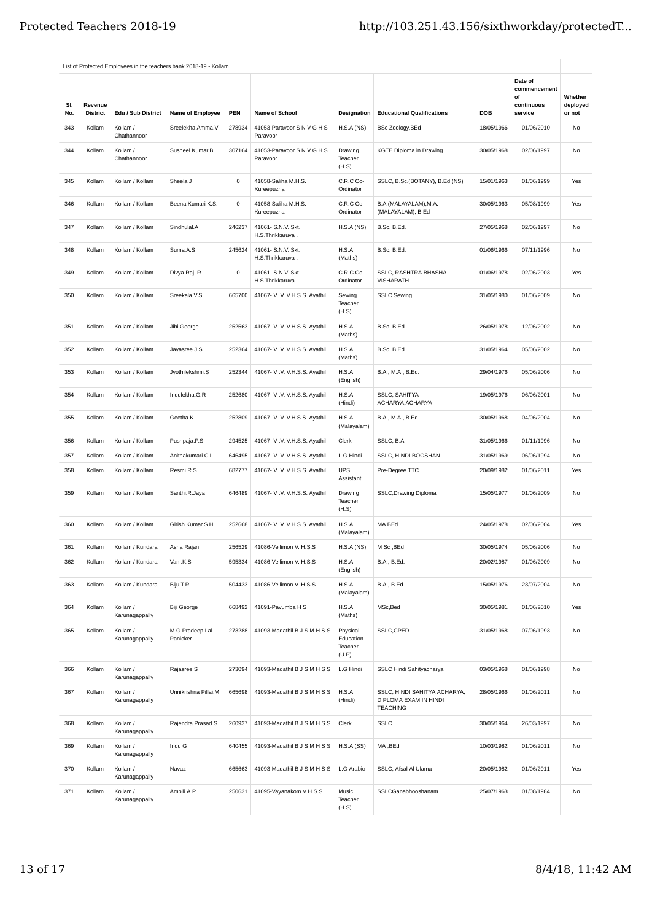List of Protected Employees in the teachers bank 2018-19 - Kollam

| Sl. No. | Revenue District | Edu / Sub District | Name of Employee | PEN | Name of School | Designation | Educational Qualifications | DOB | Date of commencement of continuous service | Whether deployed or not |
|---|---|---|---|---|---|---|---|---|---|---|
| 343 | Kollam | Kollam / Chathannoor | Sreelekha Amma.V | 278934 | 41053-Paravoor S N V G H S Paravoor | H.S.A (NS) | BSc Zoology,BEd | 18/05/1966 | 01/06/2010 | No |
| 344 | Kollam | Kollam / Chathannoor | Susheel Kumar.B | 307164 | 41053-Paravoor S N V G H S Paravoor | Drawing Teacher (H.S) | KGTE Diploma in Drawing | 30/05/1968 | 02/06/1997 | No |
| 345 | Kollam | Kollam / Kollam | Sheela J | 0 | 41058-Saliha M.H.S. Kureepuzha | C.R.C Co-Ordinator | SSLC, B.Sc.(BOTANY), B.Ed.(NS) | 15/01/1963 | 01/06/1999 | Yes |
| 346 | Kollam | Kollam / Kollam | Beena Kumari K.S. | 0 | 41058-Saliha M.H.S. Kureepuzha | C.R.C Co-Ordinator | B.A.(MALAYALAM),M.A. (MALAYALAM), B.Ed | 30/05/1963 | 05/08/1999 | Yes |
| 347 | Kollam | Kollam / Kollam | Sindhulal.A | 246237 | 41061- S.N.V. Skt. H.S.Thrikkaruva . | H.S.A (NS) | B.Sc, B.Ed. | 27/05/1968 | 02/06/1997 | No |
| 348 | Kollam | Kollam / Kollam | Suma.A.S | 245624 | 41061- S.N.V. Skt. H.S.Thrikkaruva . | H.S.A (Maths) | B.Sc, B.Ed. | 01/06/1966 | 07/11/1996 | No |
| 349 | Kollam | Kollam / Kollam | Divya Raj .R | 0 | 41061- S.N.V. Skt. H.S.Thrikkaruva . | C.R.C Co-Ordinator | SSLC, RASHTRA BHASHA VISHARATH | 01/06/1978 | 02/06/2003 | Yes |
| 350 | Kollam | Kollam / Kollam | Sreekala.V.S | 665700 | 41067- V .V. V.H.S.S. Ayathil | Sewing Teacher (H.S) | SSLC Sewing | 31/05/1980 | 01/06/2009 | No |
| 351 | Kollam | Kollam / Kollam | Jibi.George | 252563 | 41067- V .V. V.H.S.S. Ayathil | H.S.A (Maths) | B.Sc, B.Ed. | 26/05/1978 | 12/06/2002 | No |
| 352 | Kollam | Kollam / Kollam | Jayasree J.S | 252364 | 41067- V .V. V.H.S.S. Ayathil | H.S.A (Maths) | B.Sc, B.Ed. | 31/05/1964 | 05/06/2002 | No |
| 353 | Kollam | Kollam / Kollam | Jyothilekshmi.S | 252344 | 41067- V .V. V.H.S.S. Ayathil | H.S.A (English) | B.A., M.A., B.Ed. | 29/04/1976 | 05/06/2006 | No |
| 354 | Kollam | Kollam / Kollam | Indulekha.G.R | 252680 | 41067- V .V. V.H.S.S. Ayathil | H.S.A (Hindi) | SSLC, SAHITYA ACHARYA,ACHARYA | 19/05/1976 | 06/06/2001 | No |
| 355 | Kollam | Kollam / Kollam | Geetha.K | 252809 | 41067- V .V. V.H.S.S. Ayathil | H.S.A (Malayalam) | B.A., M.A., B.Ed. | 30/05/1968 | 04/06/2004 | No |
| 356 | Kollam | Kollam / Kollam | Pushpaja.P.S | 294525 | 41067- V .V. V.H.S.S. Ayathil | Clerk | SSLC, B.A. | 31/05/1966 | 01/11/1996 | No |
| 357 | Kollam | Kollam / Kollam | Anithakumari.C.L | 646495 | 41067- V .V. V.H.S.S. Ayathil | L.G Hindi | SSLC, HINDI BOOSHAN | 31/05/1969 | 06/06/1994 | No |
| 358 | Kollam | Kollam / Kollam | Resmi R.S | 682777 | 41067- V .V. V.H.S.S. Ayathil | UPS Assistant | Pre-Degree TTC | 20/09/1982 | 01/06/2011 | Yes |
| 359 | Kollam | Kollam / Kollam | Santhi.R.Jaya | 646489 | 41067- V .V. V.H.S.S. Ayathil | Drawing Teacher (H.S) | SSLC,Drawing Diploma | 15/05/1977 | 01/06/2009 | No |
| 360 | Kollam | Kollam / Kollam | Girish Kumar.S.H | 252668 | 41067- V .V. V.H.S.S. Ayathil | H.S.A (Malayalam) | MA BEd | 24/05/1978 | 02/06/2004 | Yes |
| 361 | Kollam | Kollam / Kundara | Asha Rajan | 256529 | 41086-Vellimon V. H.S.S | H.S.A (NS) | M Sc ,BEd | 30/05/1974 | 05/06/2006 | No |
| 362 | Kollam | Kollam / Kundara | Vani.K.S | 595334 | 41086-Vellimon V. H.S.S | H.S.A (English) | B.A., B.Ed. | 20/02/1987 | 01/06/2009 | No |
| 363 | Kollam | Kollam / Kundara | Biju.T.R | 504433 | 41086-Vellimon V. H.S.S | H.S.A (Malayalam) | B.A., B.Ed | 15/05/1976 | 23/07/2004 | No |
| 364 | Kollam | Kollam / Karunagappally | Biji George | 668492 | 41091-Pavumba H S | H.S.A (Maths) | MSc,Bed | 30/05/1981 | 01/06/2010 | Yes |
| 365 | Kollam | Kollam / Karunagappally | M.G.Pradeep Lal Panicker | 273288 | 41093-Madathil B J S M H S S | Physical Education Teacher (U.P) | SSLC,CPED | 31/05/1968 | 07/06/1993 | No |
| 366 | Kollam | Kollam / Karunagappally | Rajasree S | 273094 | 41093-Madathil B J S M H S S | L.G Hindi | SSLC Hindi Sahityacharya | 03/05/1968 | 01/06/1998 | No |
| 367 | Kollam | Kollam / Karunagappally | Unnikrishna Pillai.M | 665698 | 41093-Madathil B J S M H S S | H.S.A (Hindi) | SSLC, HINDI SAHITYA ACHARYA, DIPLOMA EXAM IN HINDI TEACHING | 28/05/1966 | 01/06/2011 | No |
| 368 | Kollam | Kollam / Karunagappally | Rajendra Prasad.S | 260937 | 41093-Madathil B J S M H S S | Clerk | SSLC | 30/05/1964 | 26/03/1997 | No |
| 369 | Kollam | Kollam / Karunagappally | Indu G | 640455 | 41093-Madathil B J S M H S S | H.S.A (SS) | MA ,BEd | 10/03/1982 | 01/06/2011 | No |
| 370 | Kollam | Kollam / Karunagappally | Navaz I | 665663 | 41093-Madathil B J S M H S S | L.G Arabic | SSLC, Afsal Al Ulama | 20/05/1982 | 01/06/2011 | Yes |
| 371 | Kollam | Kollam / Karunagappally | Ambili.A.P | 250631 | 41095-Vayanakom V H S S | Music Teacher (H.S) | SSLCGanabhooshanam | 25/07/1963 | 01/08/1984 | No |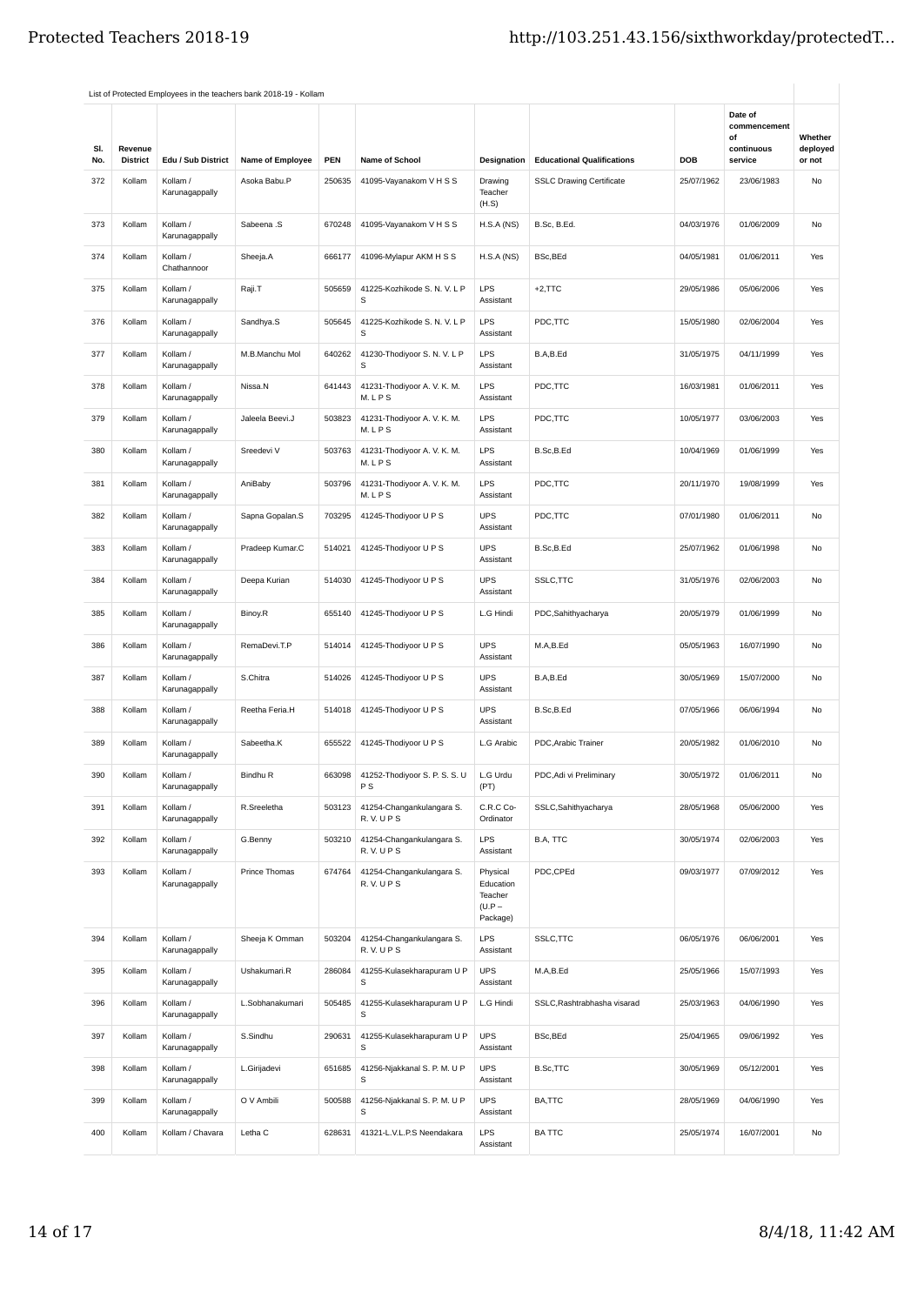List of Protected Employees in the teachers bank 2018-19 - Kollam

| Sl. No. | Revenue District | Edu / Sub District | Name of Employee | PEN | Name of School | Designation | Educational Qualifications | DOB | Date of commencement of continuous service | Whether deployed or not |
|---|---|---|---|---|---|---|---|---|---|---|
| 372 | Kollam | Kollam / Karunagappally | Asoka Babu.P | 250635 | 41095-Vayanakom V H S S | Drawing Teacher (H.S) | SSLC Drawing Certificate | 25/07/1962 | 23/06/1983 | No |
| 373 | Kollam | Kollam / Karunagappally | Sabeena .S | 670248 | 41095-Vayanakom V H S S | H.S.A (NS) | B.Sc, B.Ed. | 04/03/1976 | 01/06/2009 | No |
| 374 | Kollam | Kollam / Chathannoor | Sheeja.A | 666177 | 41096-Mylapur AKM H S S | H.S.A (NS) | BSc,BEd | 04/05/1981 | 01/06/2011 | Yes |
| 375 | Kollam | Kollam / Karunagappally | Raji.T | 505659 | 41225-Kozhikode S. N. V. L P S | LPS Assistant | +2,TTC | 29/05/1986 | 05/06/2006 | Yes |
| 376 | Kollam | Kollam / Karunagappally | Sandhya.S | 505645 | 41225-Kozhikode S. N. V. L P S | LPS Assistant | PDC,TTC | 15/05/1980 | 02/06/2004 | Yes |
| 377 | Kollam | Kollam / Karunagappally | M.B.Manchu Mol | 640262 | 41230-Thodiyoor S. N. V. L P S | LPS Assistant | B.A,B.Ed | 31/05/1975 | 04/11/1999 | Yes |
| 378 | Kollam | Kollam / Karunagappally | Nissa.N | 641443 | 41231-Thodiyoor A. V. K. M. M. L P S | LPS Assistant | PDC,TTC | 16/03/1981 | 01/06/2011 | Yes |
| 379 | Kollam | Kollam / Karunagappally | Jaleela Beevi.J | 503823 | 41231-Thodiyoor A. V. K. M. M. L P S | LPS Assistant | PDC,TTC | 10/05/1977 | 03/06/2003 | Yes |
| 380 | Kollam | Kollam / Karunagappally | Sreedevi V | 503763 | 41231-Thodiyoor A. V. K. M. M. L P S | LPS Assistant | B.Sc,B.Ed | 10/04/1969 | 01/06/1999 | Yes |
| 381 | Kollam | Kollam / Karunagappally | AniBaby | 503796 | 41231-Thodiyoor A. V. K. M. M. L P S | LPS Assistant | PDC,TTC | 20/11/1970 | 19/08/1999 | Yes |
| 382 | Kollam | Kollam / Karunagappally | Sapna Gopalan.S | 703295 | 41245-Thodiyoor U P S | UPS Assistant | PDC,TTC | 07/01/1980 | 01/06/2011 | No |
| 383 | Kollam | Kollam / Karunagappally | Pradeep Kumar.C | 514021 | 41245-Thodiyoor U P S | UPS Assistant | B.Sc,B.Ed | 25/07/1962 | 01/06/1998 | No |
| 384 | Kollam | Kollam / Karunagappally | Deepa Kurian | 514030 | 41245-Thodiyoor U P S | UPS Assistant | SSLC,TTC | 31/05/1976 | 02/06/2003 | No |
| 385 | Kollam | Kollam / Karunagappally | Binoy.R | 655140 | 41245-Thodiyoor U P S | L.G Hindi | PDC,Sahithyacharya | 20/05/1979 | 01/06/1999 | No |
| 386 | Kollam | Kollam / Karunagappally | RemaDevi.T.P | 514014 | 41245-Thodiyoor U P S | UPS Assistant | M.A,B.Ed | 05/05/1963 | 16/07/1990 | No |
| 387 | Kollam | Kollam / Karunagappally | S.Chitra | 514026 | 41245-Thodiyoor U P S | UPS Assistant | B.A,B.Ed | 30/05/1969 | 15/07/2000 | No |
| 388 | Kollam | Kollam / Karunagappally | Reetha Feria.H | 514018 | 41245-Thodiyoor U P S | UPS Assistant | B.Sc,B.Ed | 07/05/1966 | 06/06/1994 | No |
| 389 | Kollam | Kollam / Karunagappally | Sabeetha.K | 655522 | 41245-Thodiyoor U P S | L.G Arabic | PDC,Arabic Trainer | 20/05/1982 | 01/06/2010 | No |
| 390 | Kollam | Kollam / Karunagappally | Bindhu R | 663098 | 41252-Thodiyoor S. P. S. S. U P S | L.G Urdu (PT) | PDC,Adi vi Preliminary | 30/05/1972 | 01/06/2011 | No |
| 391 | Kollam | Kollam / Karunagappally | R.Sreeletha | 503123 | 41254-Changankulangara S. R. V. U P S | C.R.C Co-Ordinator | SSLC,Sahithyacharya | 28/05/1968 | 05/06/2000 | Yes |
| 392 | Kollam | Kollam / Karunagappally | G.Benny | 503210 | 41254-Changankulangara S. R. V. U P S | LPS Assistant | B.A, TTC | 30/05/1974 | 02/06/2003 | Yes |
| 393 | Kollam | Kollam / Karunagappally | Prince Thomas | 674764 | 41254-Changankulangara S. R. V. U P S | Physical Education Teacher (U.P – Package) | PDC,CPEd | 09/03/1977 | 07/09/2012 | Yes |
| 394 | Kollam | Kollam / Karunagappally | Sheeja K Omman | 503204 | 41254-Changankulangara S. R. V. U P S | LPS Assistant | SSLC,TTC | 06/05/1976 | 06/06/2001 | Yes |
| 395 | Kollam | Kollam / Karunagappally | Ushakumari.R | 286084 | 41255-Kulasekharapuram U P S | UPS Assistant | M.A,B.Ed | 25/05/1966 | 15/07/1993 | Yes |
| 396 | Kollam | Kollam / Karunagappally | L.Sobhanakumari | 505485 | 41255-Kulasekharapuram U P S | L.G Hindi | SSLC,Rashtrabhasha visarad | 25/03/1963 | 04/06/1990 | Yes |
| 397 | Kollam | Kollam / Karunagappally | S.Sindhu | 290631 | 41255-Kulasekharapuram U P S | UPS Assistant | BSc,BEd | 25/04/1965 | 09/06/1992 | Yes |
| 398 | Kollam | Kollam / Karunagappally | L.Girijadevi | 651685 | 41256-Njakkanal S. P. M. U P S | UPS Assistant | B.Sc,TTC | 30/05/1969 | 05/12/2001 | Yes |
| 399 | Kollam | Kollam / Karunagappally | O V Ambili | 500588 | 41256-Njakkanal S. P. M. U P S | UPS Assistant | BA,TTC | 28/05/1969 | 04/06/1990 | Yes |
| 400 | Kollam | Kollam / Chavara | Letha C | 628631 | 41321-L.V.L.P.S Neendakara | LPS Assistant | BA TTC | 25/05/1974 | 16/07/2001 | No |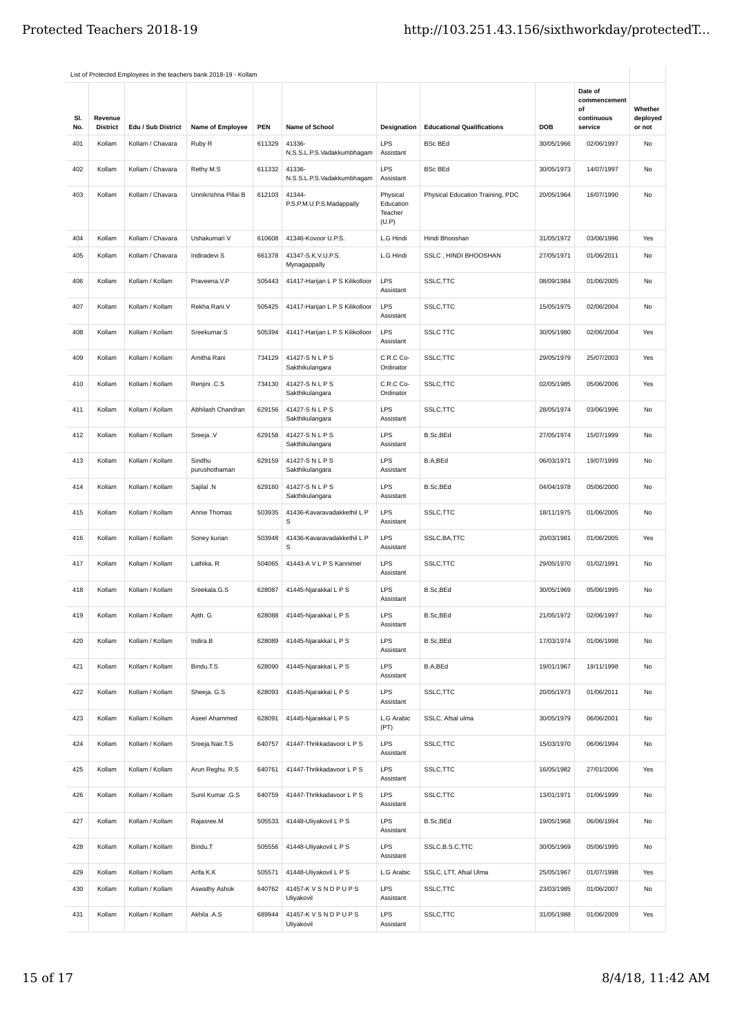List of Protected Employees in the teachers bank 2018-19 - Kollam

| Sl. No. | Revenue District | Edu / Sub District | Name of Employee | PEN | Name of School | Designation | Educational Qualifications | DOB | Date of commencement of continuous service | Whether deployed or not |
|---|---|---|---|---|---|---|---|---|---|---|
| 401 | Kollam | Kollam / Chavara | Ruby R | 611329 | 41336-N.S.S.L.P.S.Vadakkumbhagam | LPS Assistant | BSc BEd | 30/05/1966 | 02/06/1997 | No |
| 402 | Kollam | Kollam / Chavara | Rethy M.S | 611332 | 41336-N.S.S.L.P.S.Vadakkumbhagam | LPS Assistant | BSc BEd | 30/05/1973 | 14/07/1997 | No |
| 403 | Kollam | Kollam / Chavara | Unnikrishna Pillai B | 612103 | 41344-P.S.P.M.U.P.S.Madappally | Physical Education Teacher (U.P) | Physical Education Training, PDC | 20/05/1964 | 16/07/1990 | No |
| 404 | Kollam | Kollam / Chavara | Ushakumari V | 610608 | 41346-Kovoor U.P.S. | L.G Hindi | Hindi Bhooshan | 31/05/1972 | 03/06/1996 | Yes |
| 405 | Kollam | Kollam / Chavara | Indiradevi S | 661378 | 41347-S.K.V.U.P.S. Mynagappally | L.G Hindi | SSLC , HINDI BHOOSHAN | 27/05/1971 | 01/06/2011 | No |
| 406 | Kollam | Kollam / Kollam | Praveena.V.P | 505443 | 41417-Harijan L P S Kilikolloor | LPS Assistant | SSLC,TTC | 08/09/1984 | 01/06/2005 | No |
| 407 | Kollam | Kollam / Kollam | Rekha Rani.V | 505425 | 41417-Harijan L P S Kilikolloor | LPS Assistant | SSLC,TTC | 15/05/1975 | 02/06/2004 | No |
| 408 | Kollam | Kollam / Kollam | Sreekumar.S | 505394 | 41417-Harijan L P S Kilikolloor | LPS Assistant | SSLC TTC | 30/05/1980 | 02/06/2004 | Yes |
| 409 | Kollam | Kollam / Kollam | Amitha Rani | 734129 | 41427-S N L P S Sakthikulangara | C.R.C Co-Ordinator | SSLC,TTC | 29/05/1979 | 25/07/2003 | Yes |
| 410 | Kollam | Kollam / Kollam | Renjini .C.S | 734130 | 41427-S N L P S Sakthikulangara | C.R.C Co-Ordinator | SSLC,TTC | 02/05/1985 | 05/06/2006 | Yes |
| 411 | Kollam | Kollam / Kollam | Abhilash Chandran | 629156 | 41427-S N L P S Sakthikulangara | LPS Assistant | SSLC,TTC | 28/05/1974 | 03/06/1996 | No |
| 412 | Kollam | Kollam / Kollam | Sreeja .V | 629158 | 41427-S N L P S Sakthikulangara | LPS Assistant | B.Sc,BEd | 27/05/1974 | 15/07/1999 | No |
| 413 | Kollam | Kollam / Kollam | Sindhu purushothaman | 629159 | 41427-S N L P S Sakthikulangara | LPS Assistant | B.A,BEd | 06/03/1971 | 19/07/1999 | No |
| 414 | Kollam | Kollam / Kollam | Sajilal .N | 629160 | 41427-S N L P S Sakthikulangara | LPS Assistant | B.Sc,BEd | 04/04/1978 | 05/06/2000 | No |
| 415 | Kollam | Kollam / Kollam | Annie Thomas | 503935 | 41436-Kavaravadakkethil L P S | LPS Assistant | SSLC,TTC | 18/11/1975 | 01/06/2005 | No |
| 416 | Kollam | Kollam / Kollam | Soney kurian | 503948 | 41436-Kavaravadakkethil L P S | LPS Assistant | SSLC,BA,TTC | 20/03/1981 | 01/06/2005 | Yes |
| 417 | Kollam | Kollam / Kollam | Lathika. R | 504065 | 41443-A V L P S Kannimel | LPS Assistant | SSLC,TTC | 29/05/1970 | 01/02/1991 | No |
| 418 | Kollam | Kollam / Kollam | Sreekala.G.S | 628087 | 41445-Njarakkal L P S | LPS Assistant | B.Sc,BEd | 30/05/1969 | 05/06/1995 | No |
| 419 | Kollam | Kollam / Kollam | Ajith. G | 628088 | 41445-Njarakkal L P S | LPS Assistant | B.Sc,BEd | 21/05/1972 | 02/06/1997 | No |
| 420 | Kollam | Kollam / Kollam | Indira.B | 628089 | 41445-Njarakkal L P S | LPS Assistant | B.Sc,BEd | 17/03/1974 | 01/06/1998 | No |
| 421 | Kollam | Kollam / Kollam | Bindu.T.S | 628090 | 41445-Njarakkal L P S | LPS Assistant | B.A,BEd | 19/01/1967 | 19/11/1998 | No |
| 422 | Kollam | Kollam / Kollam | Sheeja. G.S | 628093 | 41445-Njarakkal L P S | LPS Assistant | SSLC,TTC | 20/05/1973 | 01/06/2011 | No |
| 423 | Kollam | Kollam / Kollam | Aseel Ahammed | 628091 | 41445-Njarakkal L P S | L.G Arabic (PT) | SSLC, Afsal ulma | 30/05/1979 | 06/06/2001 | No |
| 424 | Kollam | Kollam / Kollam | Sreeja Nair.T.S | 640757 | 41447-Thrikkadavoor L P S | LPS Assistant | SSLC,TTC | 15/03/1970 | 06/06/1994 | No |
| 425 | Kollam | Kollam / Kollam | Arun Reghu. R.S | 640761 | 41447-Thrikkadavoor L P S | LPS Assistant | SSLC,TTC | 16/05/1982 | 27/01/2006 | Yes |
| 426 | Kollam | Kollam / Kollam | Sunil Kumar .G.S | 640759 | 41447-Thrikkadavoor L P S | LPS Assistant | SSLC,TTC | 13/01/1971 | 01/06/1999 | No |
| 427 | Kollam | Kollam / Kollam | Rajasree.M | 505533 | 41448-Uliyakovil L P S | LPS Assistant | B.Sc,BEd | 19/05/1968 | 06/06/1994 | No |
| 428 | Kollam | Kollam / Kollam | Bindu.T | 505556 | 41448-Uliyakovil L P S | LPS Assistant | SSLC,B.S.C,TTC | 30/05/1969 | 05/06/1995 | No |
| 429 | Kollam | Kollam / Kollam | Arifa.K.K | 505571 | 41448-Uliyakovil L P S | L.G Arabic | SSLC, LTT, Afsal Ulma | 25/05/1967 | 01/07/1998 | Yes |
| 430 | Kollam | Kollam / Kollam | Aswathy Ashok | 640762 | 41457-K V S N D P U P S Uliyakovil | LPS Assistant | SSLC,TTC | 23/03/1985 | 01/06/2007 | No |
| 431 | Kollam | Kollam / Kollam | Akhila .A.S | 689944 | 41457-K V S N D P U P S Uliyakovil | LPS Assistant | SSLC,TTC | 31/05/1988 | 01/06/2009 | Yes |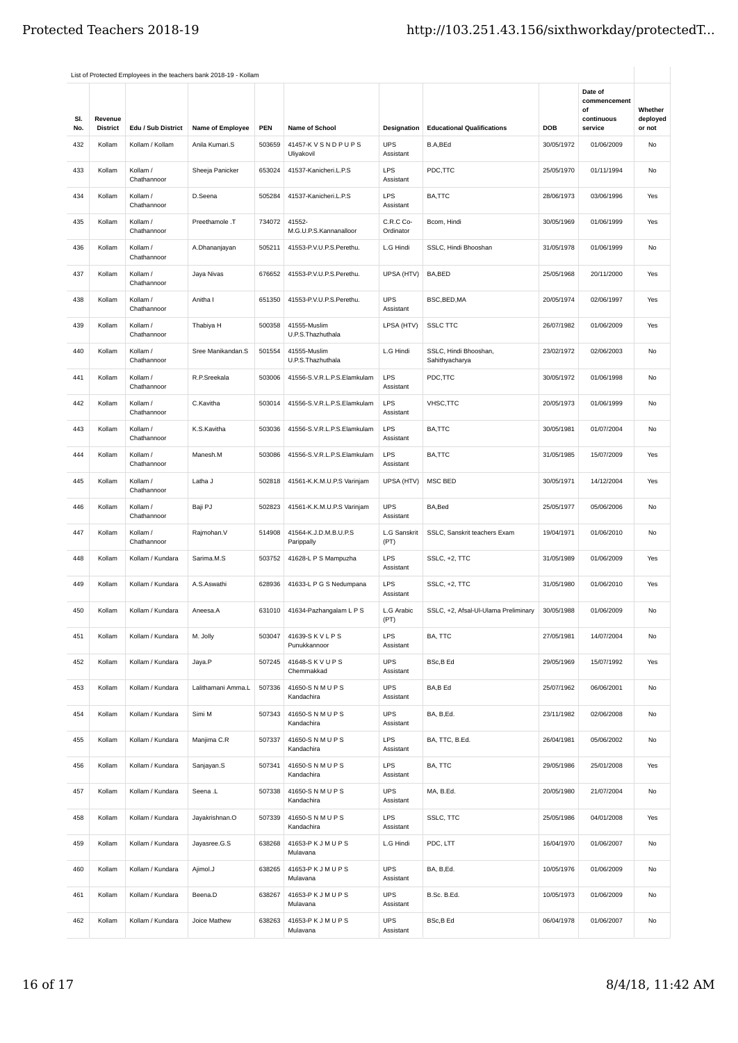List of Protected Employees in the teachers bank 2018-19 - Kollam

| Sl. No. | Revenue District | Edu / Sub District | Name of Employee | PEN | Name of School | Designation | Educational Qualifications | DOB | Date of commencement of continuous service | Whether deployed or not |
|---|---|---|---|---|---|---|---|---|---|---|
| 432 | Kollam | Kollam / Kollam | Anila Kumari.S | 503659 | 41457-K V S N D P U P S Uliyakovil | UPS Assistant | B.A,BEd | 30/05/1972 | 01/06/2009 | No |
| 433 | Kollam | Kollam / Chathannoor | Sheeja Panicker | 653024 | 41537-Kanicheri.L.P.S | LPS Assistant | PDC,TTC | 25/05/1970 | 01/11/1994 | No |
| 434 | Kollam | Kollam / Chathannoor | D.Seena | 505284 | 41537-Kanicheri.L.P.S | LPS Assistant | BA,TTC | 28/06/1973 | 03/06/1996 | Yes |
| 435 | Kollam | Kollam / Chathannoor | Preethamole .T | 734072 | 41552-M.G.U.P.S.Kannanalloor | C.R.C Co-Ordinator | Bcom, Hindi | 30/05/1969 | 01/06/1999 | Yes |
| 436 | Kollam | Kollam / Chathannoor | A.Dhananjayan | 505211 | 41553-P.V.U.P.S.Perethu. | L.G Hindi | SSLC, Hindi Bhooshan | 31/05/1978 | 01/06/1999 | No |
| 437 | Kollam | Kollam / Chathannoor | Jaya Nivas | 676652 | 41553-P.V.U.P.S.Perethu. | UPSA (HTV) | BA,BED | 25/05/1968 | 20/11/2000 | Yes |
| 438 | Kollam | Kollam / Chathannoor | Anitha I | 651350 | 41553-P.V.U.P.S.Perethu. | UPS Assistant | BSC,BED,MA | 20/05/1974 | 02/06/1997 | Yes |
| 439 | Kollam | Kollam / Chathannoor | Thabiya H | 500358 | 41555-Muslim U.P.S.Thazhuthala | LPSA (HTV) | SSLC TTC | 26/07/1982 | 01/06/2009 | Yes |
| 440 | Kollam | Kollam / Chathannoor | Sree Manikandan.S | 501554 | 41555-Muslim U.P.S.Thazhuthala | L.G Hindi | SSLC, Hindi Bhooshan, Sahithyacharya | 23/02/1972 | 02/06/2003 | No |
| 441 | Kollam | Kollam / Chathannoor | R.P.Sreekala | 503006 | 41556-S.V.R.L.P.S.Elamkulam | LPS Assistant | PDC,TTC | 30/05/1972 | 01/06/1998 | No |
| 442 | Kollam | Kollam / Chathannoor | C.Kavitha | 503014 | 41556-S.V.R.L.P.S.Elamkulam | LPS Assistant | VHSC,TTC | 20/05/1973 | 01/06/1999 | No |
| 443 | Kollam | Kollam / Chathannoor | K.S.Kavitha | 503036 | 41556-S.V.R.L.P.S.Elamkulam | LPS Assistant | BA,TTC | 30/05/1981 | 01/07/2004 | No |
| 444 | Kollam | Kollam / Chathannoor | Manesh.M | 503086 | 41556-S.V.R.L.P.S.Elamkulam | LPS Assistant | BA,TTC | 31/05/1985 | 15/07/2009 | Yes |
| 445 | Kollam | Kollam / Chathannoor | Latha J | 502818 | 41561-K.K.M.U.P.S Varinjam | UPSA (HTV) | MSC BED | 30/05/1971 | 14/12/2004 | Yes |
| 446 | Kollam | Kollam / Chathannoor | Baji PJ | 502823 | 41561-K.K.M.U.P.S Varinjam | UPS Assistant | BA,Bed | 25/05/1977 | 05/06/2006 | No |
| 447 | Kollam | Kollam / Chathannoor | Rajmohan.V | 514908 | 41564-K.J.D.M.B.U.P.S Parippally | L.G Sanskrit (PT) | SSLC, Sanskrit teachers Exam | 19/04/1971 | 01/06/2010 | No |
| 448 | Kollam | Kollam / Kundara | Sarima.M.S | 503752 | 41628-L P S Mampuzha | LPS Assistant | SSLC, +2, TTC | 31/05/1989 | 01/06/2009 | Yes |
| 449 | Kollam | Kollam / Kundara | A.S.Aswathi | 628936 | 41633-L P G S Nedumpana | LPS Assistant | SSLC, +2, TTC | 31/05/1980 | 01/06/2010 | Yes |
| 450 | Kollam | Kollam / Kundara | Aneesa.A | 631010 | 41634-Pazhangalam L P S | L.G Arabic (PT) | SSLC, +2, Afsal-Ul-Ulama Preliminary | 30/05/1988 | 01/06/2009 | No |
| 451 | Kollam | Kollam / Kundara | M. Jolly | 503047 | 41639-S K V L P S Punukkannoor | LPS Assistant | BA, TTC | 27/05/1981 | 14/07/2004 | No |
| 452 | Kollam | Kollam / Kundara | Jaya.P | 507245 | 41648-S K V U P S Chemmakkad | UPS Assistant | BSc,B Ed | 29/05/1969 | 15/07/1992 | Yes |
| 453 | Kollam | Kollam / Kundara | Lalithamani Amma.L | 507336 | 41650-S N M U P S Kandachira | UPS Assistant | BA,B Ed | 25/07/1962 | 06/06/2001 | No |
| 454 | Kollam | Kollam / Kundara | Simi M | 507343 | 41650-S N M U P S Kandachira | UPS Assistant | BA, B,Ed. | 23/11/1982 | 02/06/2008 | No |
| 455 | Kollam | Kollam / Kundara | Manjima C.R | 507337 | 41650-S N M U P S Kandachira | LPS Assistant | BA, TTC, B.Ed. | 26/04/1981 | 05/06/2002 | No |
| 456 | Kollam | Kollam / Kundara | Sanjayan.S | 507341 | 41650-S N M U P S Kandachira | LPS Assistant | BA, TTC | 29/05/1986 | 25/01/2008 | Yes |
| 457 | Kollam | Kollam / Kundara | Seena .L | 507338 | 41650-S N M U P S Kandachira | UPS Assistant | MA, B.Ed. | 20/05/1980 | 21/07/2004 | No |
| 458 | Kollam | Kollam / Kundara | Jayakrishnan.O | 507339 | 41650-S N M U P S Kandachira | LPS Assistant | SSLC, TTC | 25/05/1986 | 04/01/2008 | Yes |
| 459 | Kollam | Kollam / Kundara | Jayasree.G.S | 638268 | 41653-P K J M U P S Mulavana | L.G Hindi | PDC, LTT | 16/04/1970 | 01/06/2007 | No |
| 460 | Kollam | Kollam / Kundara | Ajimol.J | 638265 | 41653-P K J M U P S Mulavana | UPS Assistant | BA, B,Ed. | 10/05/1976 | 01/06/2009 | No |
| 461 | Kollam | Kollam / Kundara | Beena.D | 638267 | 41653-P K J M U P S Mulavana | UPS Assistant | B.Sc. B.Ed. | 10/05/1973 | 01/06/2009 | No |
| 462 | Kollam | Kollam / Kundara | Joice Mathew | 638263 | 41653-P K J M U P S Mulavana | UPS Assistant | BSc,B Ed | 06/04/1978 | 01/06/2007 | No |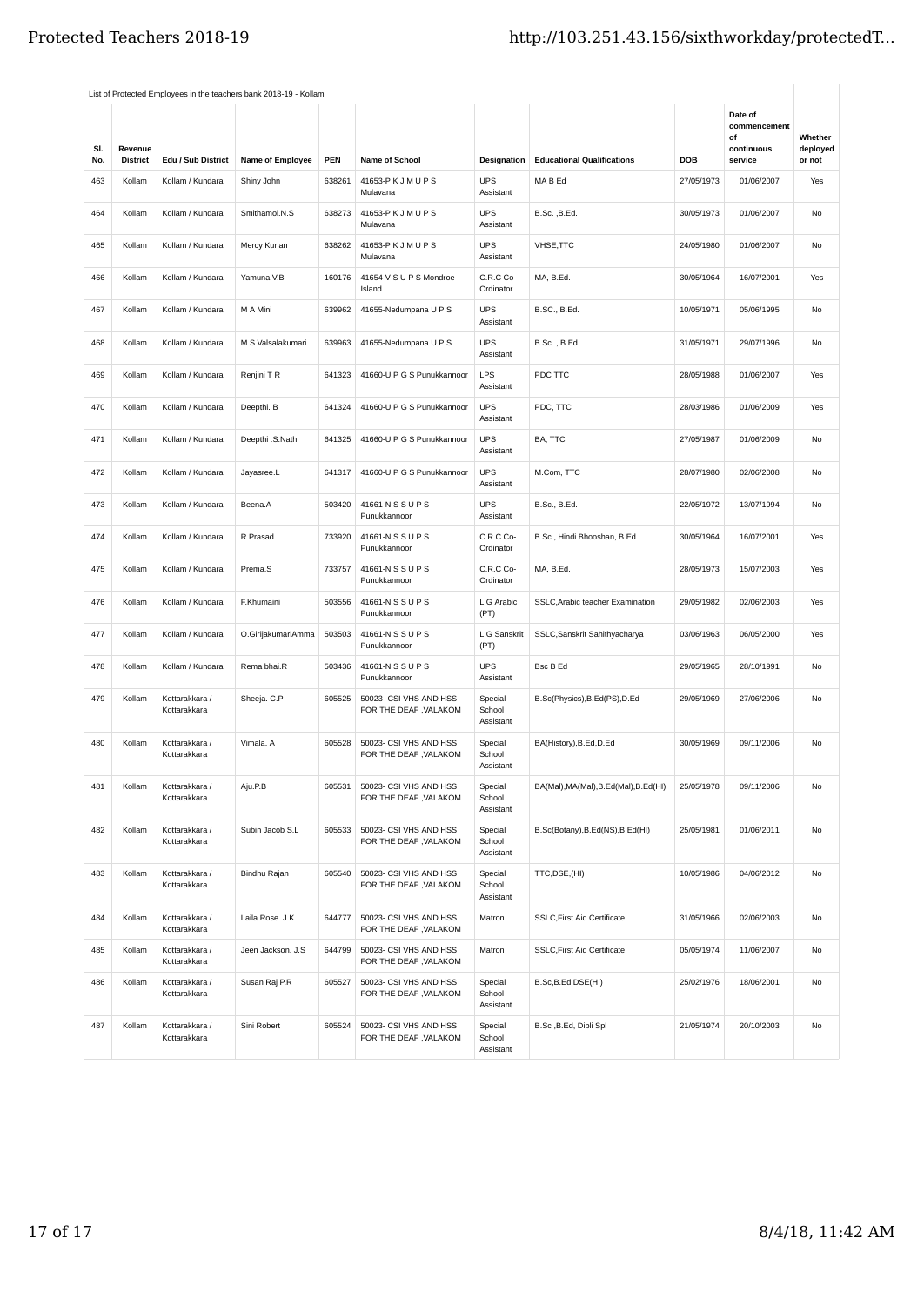List of Protected Employees in the teachers bank 2018-19 - Kollam

| Sl. No. | Revenue District | Edu / Sub District | Name of Employee | PEN | Name of School | Designation | Educational Qualifications | DOB | Date of commencement of continuous service | Whether deployed or not |
|---|---|---|---|---|---|---|---|---|---|---|
| 463 | Kollam | Kollam / Kundara | Shiny John | 638261 | 41653-P K J M U P S Mulavana | UPS Assistant | MA B Ed | 27/05/1973 | 01/06/2007 | Yes |
| 464 | Kollam | Kollam / Kundara | Smithamol.N.S | 638273 | 41653-P K J M U P S Mulavana | UPS Assistant | B.Sc. ,B.Ed. | 30/05/1973 | 01/06/2007 | No |
| 465 | Kollam | Kollam / Kundara | Mercy Kurian | 638262 | 41653-P K J M U P S Mulavana | UPS Assistant | VHSE,TTC | 24/05/1980 | 01/06/2007 | No |
| 466 | Kollam | Kollam / Kundara | Yamuna.V.B | 160176 | 41654-V S U P S Mondroe Island | C.R.C Co-Ordinator | MA, B.Ed. | 30/05/1964 | 16/07/2001 | Yes |
| 467 | Kollam | Kollam / Kundara | M A Mini | 639962 | 41655-Nedumpana U P S | UPS Assistant | B.SC., B.Ed. | 10/05/1971 | 05/06/1995 | No |
| 468 | Kollam | Kollam / Kundara | M.S Valsalakumari | 639963 | 41655-Nedumpana U P S | UPS Assistant | B.Sc. , B.Ed. | 31/05/1971 | 29/07/1996 | No |
| 469 | Kollam | Kollam / Kundara | Renjini T R | 641323 | 41660-U P G S Punukkannoor | LPS Assistant | PDC TTC | 28/05/1988 | 01/06/2007 | Yes |
| 470 | Kollam | Kollam / Kundara | Deepthi. B | 641324 | 41660-U P G S Punukkannoor | UPS Assistant | PDC, TTC | 28/03/1986 | 01/06/2009 | Yes |
| 471 | Kollam | Kollam / Kundara | Deepthi .S.Nath | 641325 | 41660-U P G S Punukkannoor | UPS Assistant | BA, TTC | 27/05/1987 | 01/06/2009 | No |
| 472 | Kollam | Kollam / Kundara | Jayasree.L | 641317 | 41660-U P G S Punukkannoor | UPS Assistant | M.Com, TTC | 28/07/1980 | 02/06/2008 | No |
| 473 | Kollam | Kollam / Kundara | Beena.A | 503420 | 41661-N S S U P S Punukkannoor | UPS Assistant | B.Sc., B.Ed. | 22/05/1972 | 13/07/1994 | No |
| 474 | Kollam | Kollam / Kundara | R.Prasad | 733920 | 41661-N S S U P S Punukkannoor | C.R.C Co-Ordinator | B.Sc., Hindi Bhooshan, B.Ed. | 30/05/1964 | 16/07/2001 | Yes |
| 475 | Kollam | Kollam / Kundara | Prema.S | 733757 | 41661-N S S U P S Punukkannoor | C.R.C Co-Ordinator | MA, B.Ed. | 28/05/1973 | 15/07/2003 | Yes |
| 476 | Kollam | Kollam / Kundara | F.Khumaini | 503556 | 41661-N S S U P S Punukkannoor | L.G Arabic (PT) | SSLC,Arabic teacher Examination | 29/05/1982 | 02/06/2003 | Yes |
| 477 | Kollam | Kollam / Kundara | O.GirijakumariAmma | 503503 | 41661-N S S U P S Punukkannoor | L.G Sanskrit (PT) | SSLC,Sanskrit Sahithyacharya | 03/06/1963 | 06/05/2000 | Yes |
| 478 | Kollam | Kollam / Kundara | Rema bhai.R | 503436 | 41661-N S S U P S Punukkannoor | UPS Assistant | Bsc B Ed | 29/05/1965 | 28/10/1991 | No |
| 479 | Kollam | Kottarakkara / Kottarakkara | Sheeja. C.P | 605525 | 50023- CSI VHS AND HSS FOR THE DEAF ,VALAKOM | Special School Assistant | B.Sc(Physics),B.Ed(PS),D.Ed | 29/05/1969 | 27/06/2006 | No |
| 480 | Kollam | Kottarakkara / Kottarakkara | Vimala. A | 605528 | 50023- CSI VHS AND HSS FOR THE DEAF ,VALAKOM | Special School Assistant | BA(History),B.Ed,D.Ed | 30/05/1969 | 09/11/2006 | No |
| 481 | Kollam | Kottarakkara / Kottarakkara | Aju.P.B | 605531 | 50023- CSI VHS AND HSS FOR THE DEAF ,VALAKOM | Special School Assistant | BA(Mal),MA(Mal),B.Ed(Mal),B.Ed(HI) | 25/05/1978 | 09/11/2006 | No |
| 482 | Kollam | Kottarakkara / Kottarakkara | Subin Jacob S.L | 605533 | 50023- CSI VHS AND HSS FOR THE DEAF ,VALAKOM | Special School Assistant | B.Sc(Botany),B.Ed(NS),B,Ed(HI) | 25/05/1981 | 01/06/2011 | No |
| 483 | Kollam | Kottarakkara / Kottarakkara | Bindhu Rajan | 605540 | 50023- CSI VHS AND HSS FOR THE DEAF ,VALAKOM | Special School Assistant | TTC,DSE,(HI) | 10/05/1986 | 04/06/2012 | No |
| 484 | Kollam | Kottarakkara / Kottarakkara | Laila Rose. J.K | 644777 | 50023- CSI VHS AND HSS FOR THE DEAF ,VALAKOM | Matron | SSLC,First Aid Certificate | 31/05/1966 | 02/06/2003 | No |
| 485 | Kollam | Kottarakkara / Kottarakkara | Jeen Jackson. J.S | 644799 | 50023- CSI VHS AND HSS FOR THE DEAF ,VALAKOM | Matron | SSLC,First Aid Certificate | 05/05/1974 | 11/06/2007 | No |
| 486 | Kollam | Kottarakkara / Kottarakkara | Susan Raj P.R | 605527 | 50023- CSI VHS AND HSS FOR THE DEAF ,VALAKOM | Special School Assistant | B.Sc,B.Ed,DSE(HI) | 25/02/1976 | 18/06/2001 | No |
| 487 | Kollam | Kottarakkara / Kottarakkara | Sini Robert | 605524 | 50023- CSI VHS AND HSS FOR THE DEAF ,VALAKOM | Special School Assistant | B.Sc ,B.Ed, Dipli Spl | 21/05/1974 | 20/10/2003 | No |